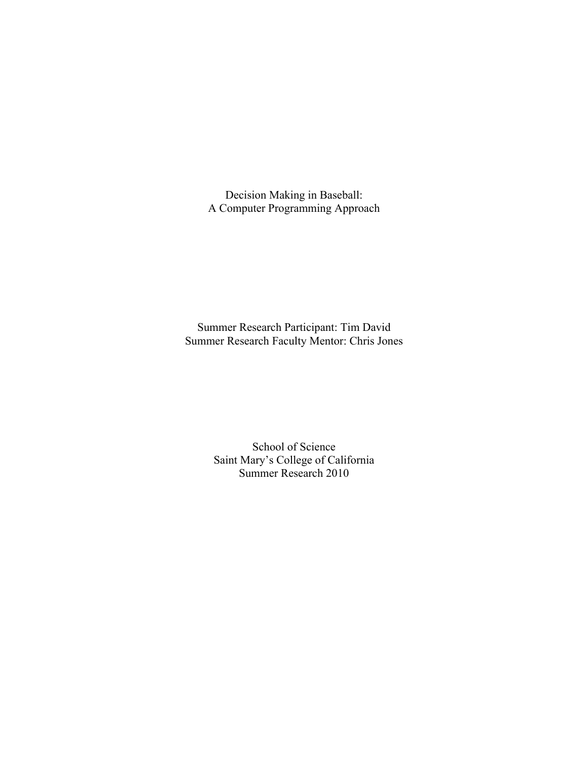# Decision Making in Baseball: A Computer Programming Approach

Summer Research Participant: Tim David
Summer Research Faculty Mentor: Chris Jones

School of Science
Saint Mary's College of California
Summer Research 2010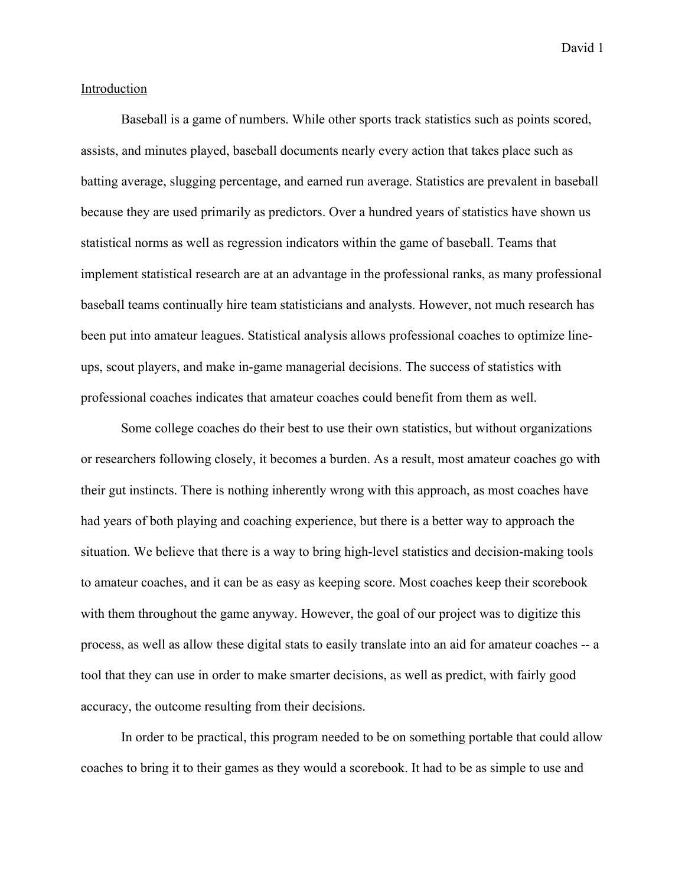## Introduction

Baseball is a game of numbers. While other sports track statistics such as points scored, assists, and minutes played, baseball documents nearly every action that takes place such as batting average, slugging percentage, and earned run average. Statistics are prevalent in baseball because they are used primarily as predictors. Over a hundred years of statistics have shown us statistical norms as well as regression indicators within the game of baseball. Teams that implement statistical research are at an advantage in the professional ranks, as many professional baseball teams continually hire team statisticians and analysts. However, not much research has been put into amateur leagues. Statistical analysis allows professional coaches to optimize line-ups, scout players, and make in-game managerial decisions. The success of statistics with professional coaches indicates that amateur coaches could benefit from them as well.

Some college coaches do their best to use their own statistics, but without organizations or researchers following closely, it becomes a burden. As a result, most amateur coaches go with their gut instincts. There is nothing inherently wrong with this approach, as most coaches have had years of both playing and coaching experience, but there is a better way to approach the situation. We believe that there is a way to bring high-level statistics and decision-making tools to amateur coaches, and it can be as easy as keeping score. Most coaches keep their scorebook with them throughout the game anyway. However, the goal of our project was to digitize this process, as well as allow these digital stats to easily translate into an aid for amateur coaches -- a tool that they can use in order to make smarter decisions, as well as predict, with fairly good accuracy, the outcome resulting from their decisions.

In order to be practical, this program needed to be on something portable that could allow coaches to bring it to their games as they would a scorebook. It had to be as simple to use and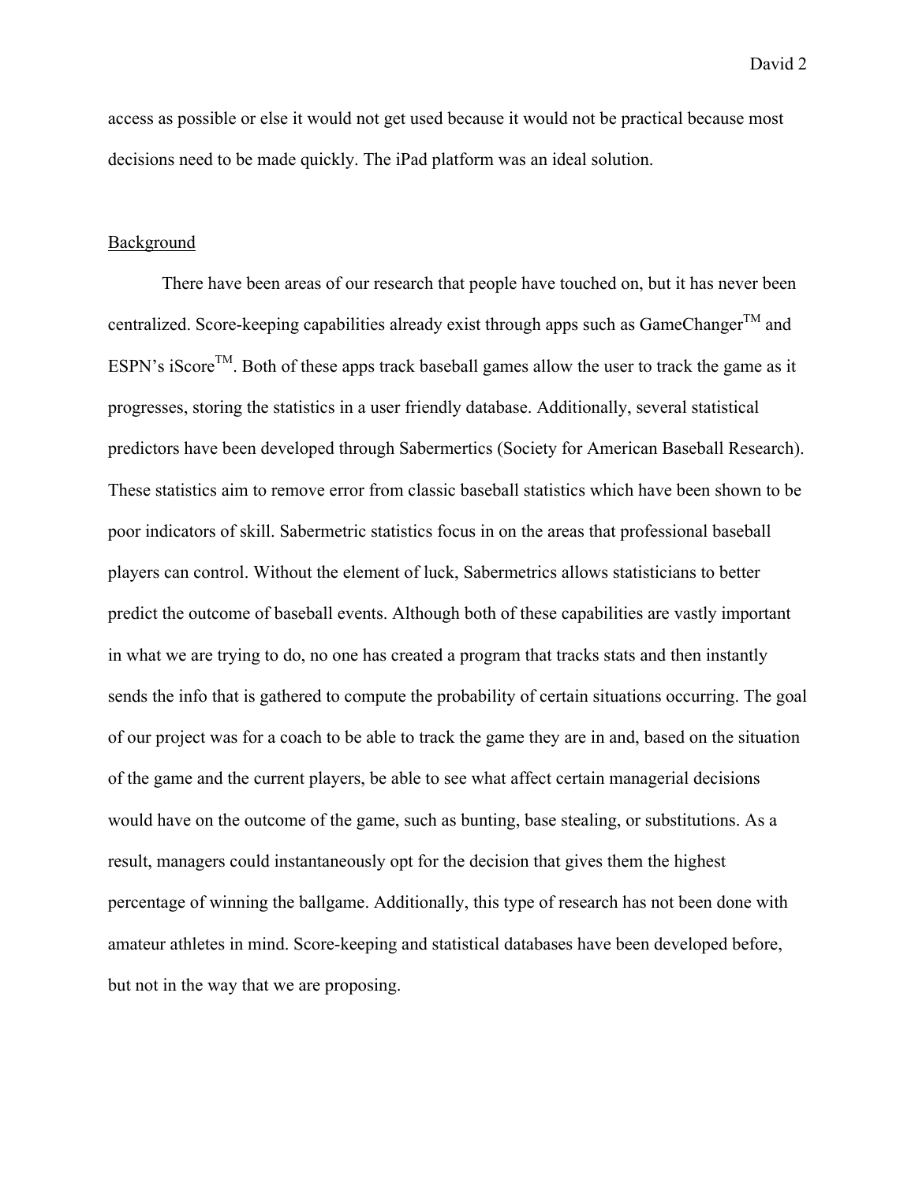access as possible or else it would not get used because it would not be practical because most decisions need to be made quickly. The iPad platform was an ideal solution.

## Background

There have been areas of our research that people have touched on, but it has never been centralized. Score-keeping capabilities already exist through apps such as GameChanger™ and ESPN's iScore™. Both of these apps track baseball games allow the user to track the game as it progresses, storing the statistics in a user friendly database. Additionally, several statistical predictors have been developed through Sabermertics (Society for American Baseball Research). These statistics aim to remove error from classic baseball statistics which have been shown to be poor indicators of skill. Sabermetric statistics focus in on the areas that professional baseball players can control. Without the element of luck, Sabermetrics allows statisticians to better predict the outcome of baseball events. Although both of these capabilities are vastly important in what we are trying to do, no one has created a program that tracks stats and then instantly sends the info that is gathered to compute the probability of certain situations occurring. The goal of our project was for a coach to be able to track the game they are in and, based on the situation of the game and the current players, be able to see what affect certain managerial decisions would have on the outcome of the game, such as bunting, base stealing, or substitutions. As a result, managers could instantaneously opt for the decision that gives them the highest percentage of winning the ballgame. Additionally, this type of research has not been done with amateur athletes in mind. Score-keeping and statistical databases have been developed before, but not in the way that we are proposing.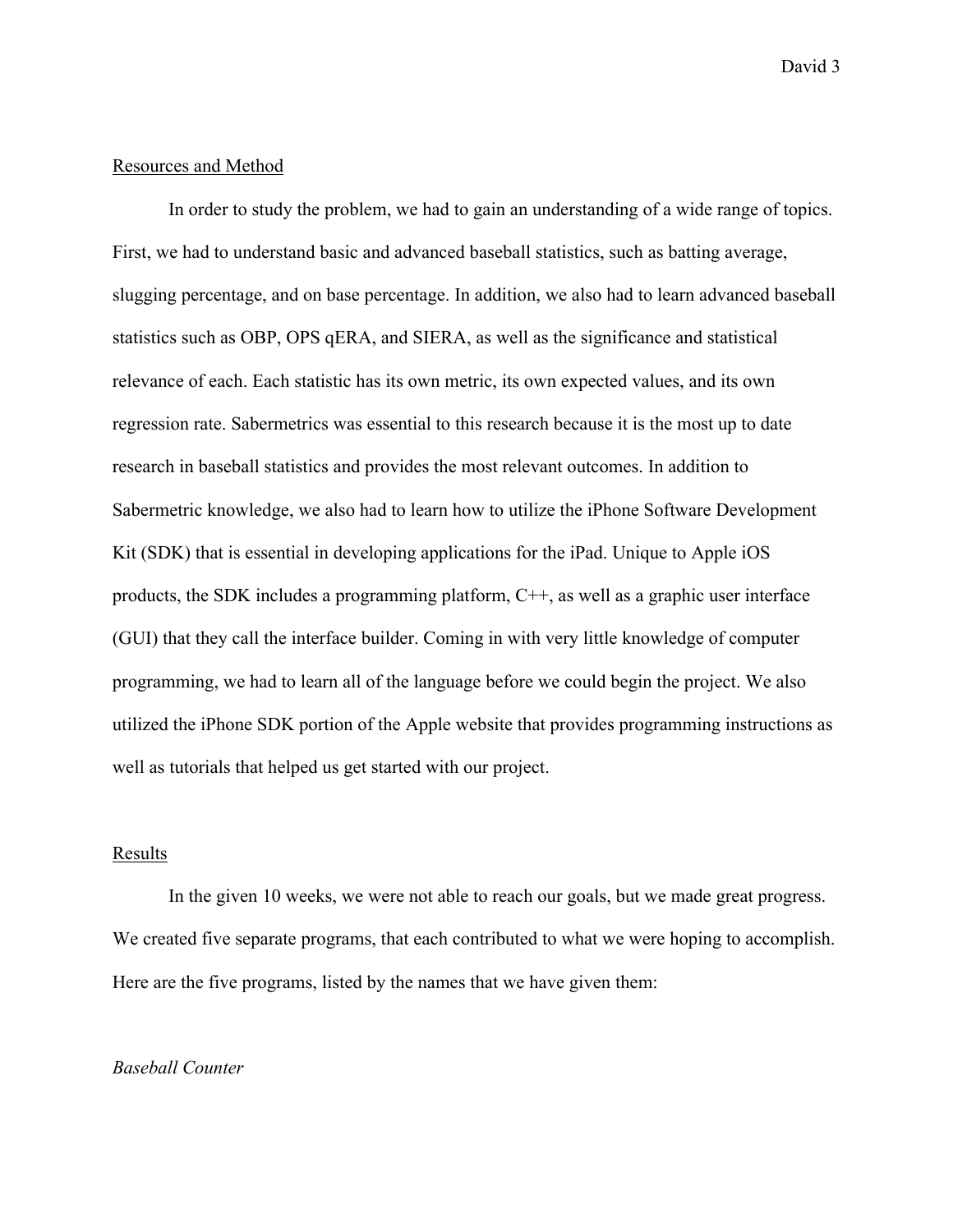## Resources and Method

In order to study the problem, we had to gain an understanding of a wide range of topics. First, we had to understand basic and advanced baseball statistics, such as batting average, slugging percentage, and on base percentage. In addition, we also had to learn advanced baseball statistics such as OBP, OPS qERA, and SIERA, as well as the significance and statistical relevance of each. Each statistic has its own metric, its own expected values, and its own regression rate. Sabermetrics was essential to this research because it is the most up to date research in baseball statistics and provides the most relevant outcomes. In addition to Sabermetric knowledge, we also had to learn how to utilize the iPhone Software Development Kit (SDK) that is essential in developing applications for the iPad. Unique to Apple iOS products, the SDK includes a programming platform, C++, as well as a graphic user interface (GUI) that they call the interface builder. Coming in with very little knowledge of computer programming, we had to learn all of the language before we could begin the project. We also utilized the iPhone SDK portion of the Apple website that provides programming instructions as well as tutorials that helped us get started with our project.

## Results

In the given 10 weeks, we were not able to reach our goals, but we made great progress. We created five separate programs, that each contributed to what we were hoping to accomplish. Here are the five programs, listed by the names that we have given them:

*Baseball Counter*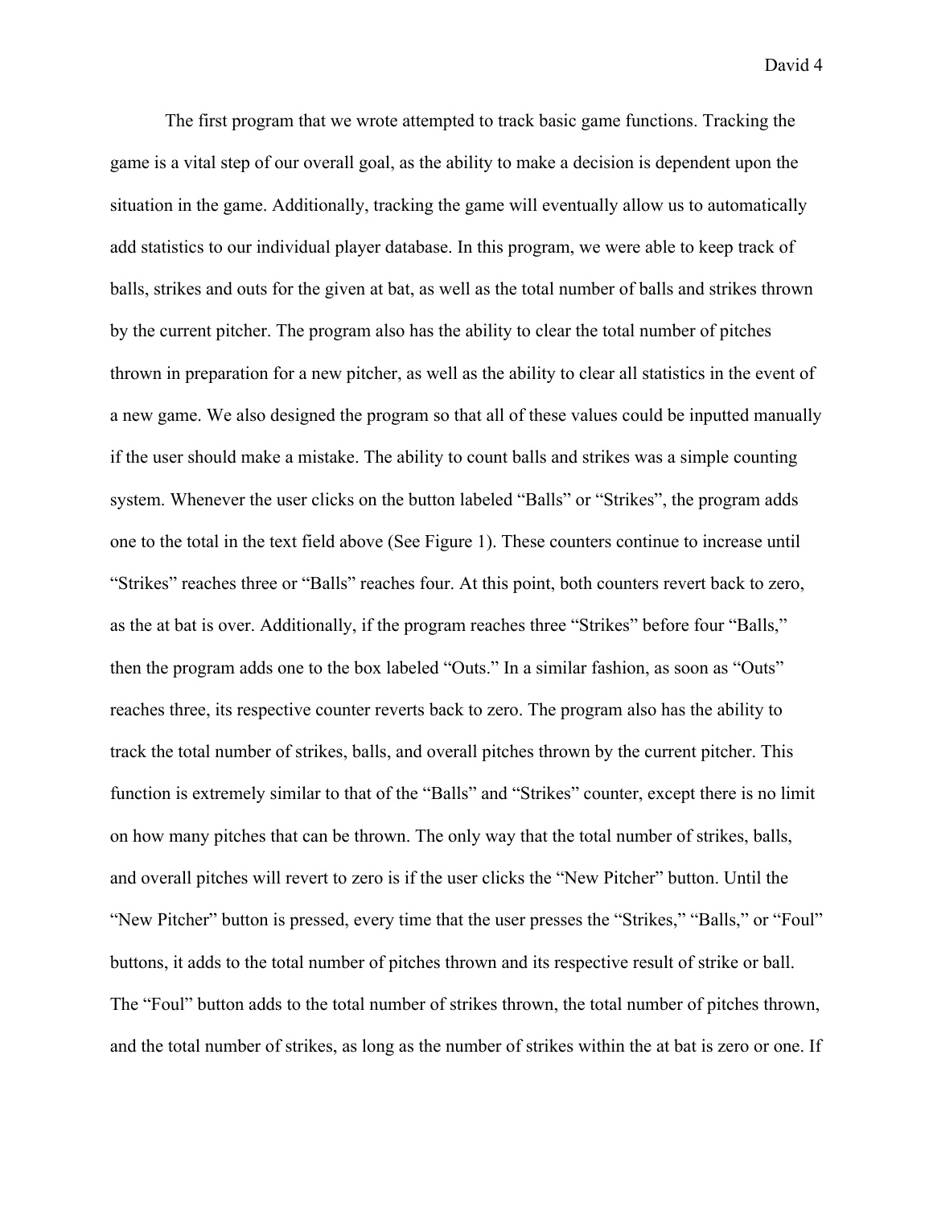The first program that we wrote attempted to track basic game functions. Tracking the game is a vital step of our overall goal, as the ability to make a decision is dependent upon the situation in the game. Additionally, tracking the game will eventually allow us to automatically add statistics to our individual player database. In this program, we were able to keep track of balls, strikes and outs for the given at bat, as well as the total number of balls and strikes thrown by the current pitcher. The program also has the ability to clear the total number of pitches thrown in preparation for a new pitcher, as well as the ability to clear all statistics in the event of a new game. We also designed the program so that all of these values could be inputted manually if the user should make a mistake. The ability to count balls and strikes was a simple counting system. Whenever the user clicks on the button labeled "Balls" or "Strikes", the program adds one to the total in the text field above (See Figure 1). These counters continue to increase until "Strikes" reaches three or "Balls" reaches four. At this point, both counters revert back to zero, as the at bat is over. Additionally, if the program reaches three "Strikes" before four "Balls," then the program adds one to the box labeled "Outs." In a similar fashion, as soon as "Outs" reaches three, its respective counter reverts back to zero. The program also has the ability to track the total number of strikes, balls, and overall pitches thrown by the current pitcher. This function is extremely similar to that of the "Balls" and "Strikes" counter, except there is no limit on how many pitches that can be thrown. The only way that the total number of strikes, balls, and overall pitches will revert to zero is if the user clicks the "New Pitcher" button. Until the "New Pitcher" button is pressed, every time that the user presses the "Strikes," "Balls," or "Foul" buttons, it adds to the total number of pitches thrown and its respective result of strike or ball. The "Foul" button adds to the total number of strikes thrown, the total number of pitches thrown, and the total number of strikes, as long as the number of strikes within the at bat is zero or one. If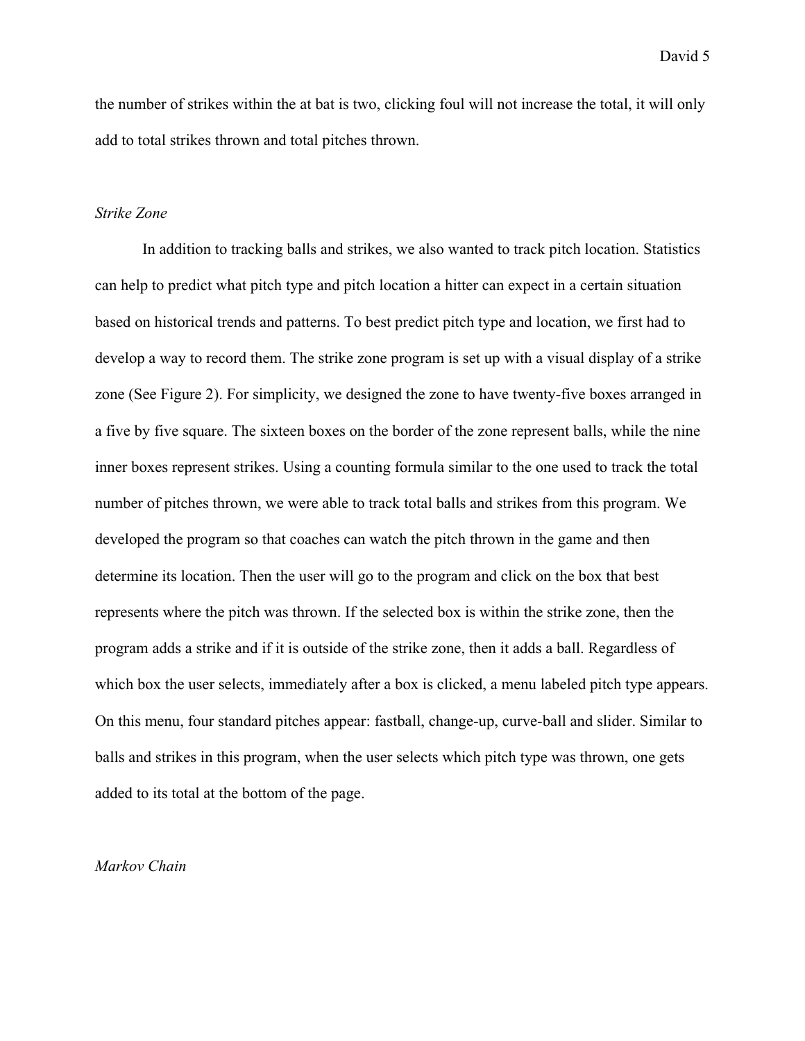the number of strikes within the at bat is two, clicking foul will not increase the total, it will only add to total strikes thrown and total pitches thrown.

*Strike Zone*

In addition to tracking balls and strikes, we also wanted to track pitch location. Statistics can help to predict what pitch type and pitch location a hitter can expect in a certain situation based on historical trends and patterns. To best predict pitch type and location, we first had to develop a way to record them. The strike zone program is set up with a visual display of a strike zone (See Figure 2). For simplicity, we designed the zone to have twenty-five boxes arranged in a five by five square. The sixteen boxes on the border of the zone represent balls, while the nine inner boxes represent strikes. Using a counting formula similar to the one used to track the total number of pitches thrown, we were able to track total balls and strikes from this program. We developed the program so that coaches can watch the pitch thrown in the game and then determine its location. Then the user will go to the program and click on the box that best represents where the pitch was thrown. If the selected box is within the strike zone, then the program adds a strike and if it is outside of the strike zone, then it adds a ball. Regardless of which box the user selects, immediately after a box is clicked, a menu labeled pitch type appears. On this menu, four standard pitches appear: fastball, change-up, curve-ball and slider. Similar to balls and strikes in this program, when the user selects which pitch type was thrown, one gets added to its total at the bottom of the page.

*Markov Chain*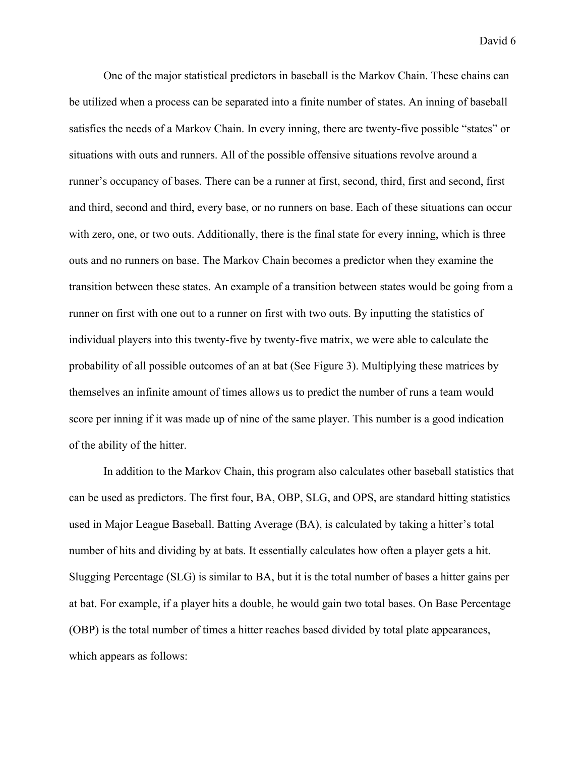One of the major statistical predictors in baseball is the Markov Chain. These chains can be utilized when a process can be separated into a finite number of states. An inning of baseball satisfies the needs of a Markov Chain. In every inning, there are twenty-five possible "states" or situations with outs and runners. All of the possible offensive situations revolve around a runner's occupancy of bases. There can be a runner at first, second, third, first and second, first and third, second and third, every base, or no runners on base. Each of these situations can occur with zero, one, or two outs. Additionally, there is the final state for every inning, which is three outs and no runners on base. The Markov Chain becomes a predictor when they examine the transition between these states. An example of a transition between states would be going from a runner on first with one out to a runner on first with two outs. By inputting the statistics of individual players into this twenty-five by twenty-five matrix, we were able to calculate the probability of all possible outcomes of an at bat (See Figure 3). Multiplying these matrices by themselves an infinite amount of times allows us to predict the number of runs a team would score per inning if it was made up of nine of the same player. This number is a good indication of the ability of the hitter.

In addition to the Markov Chain, this program also calculates other baseball statistics that can be used as predictors. The first four, BA, OBP, SLG, and OPS, are standard hitting statistics used in Major League Baseball. Batting Average (BA), is calculated by taking a hitter's total number of hits and dividing by at bats. It essentially calculates how often a player gets a hit. Slugging Percentage (SLG) is similar to BA, but it is the total number of bases a hitter gains per at bat. For example, if a player hits a double, he would gain two total bases. On Base Percentage (OBP) is the total number of times a hitter reaches based divided by total plate appearances, which appears as follows: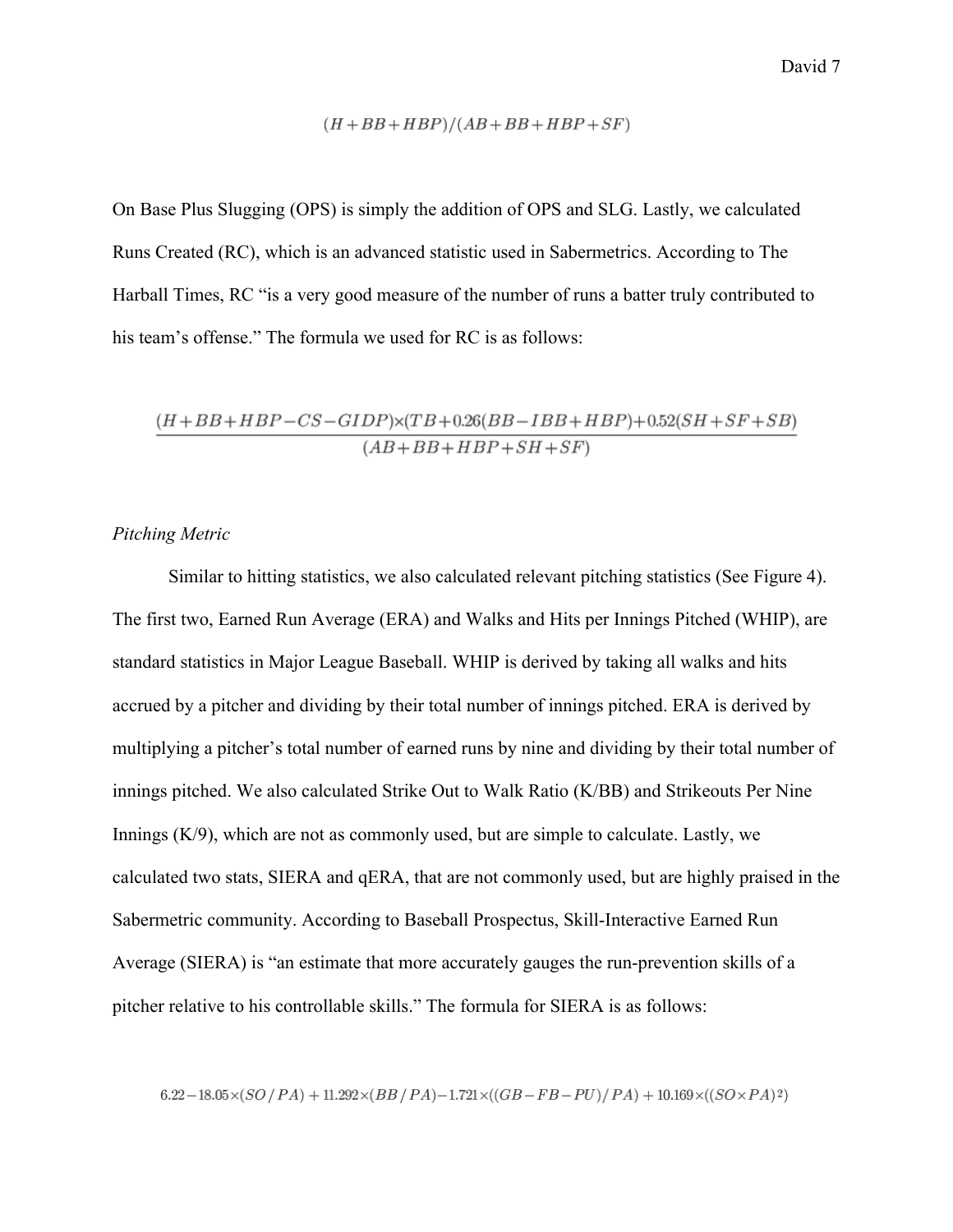$$(H+BB+HBP)/(AB+BB+HBP+SF)$$

On Base Plus Slugging (OPS) is simply the addition of OPS and SLG. Lastly, we calculated Runs Created (RC), which is an advanced statistic used in Sabermetrics. According to The Harball Times, RC "is a very good measure of the number of runs a batter truly contributed to his team's offense." The formula we used for RC is as follows:

$$\frac{(H+BB+HBP-CS-GIDP)\times(TB+0.26(BB-IBB+HBP)+0.52(SH+SF+SB)}{(AB+BB+HBP+SH+SF)}$$

*Pitching Metric*

Similar to hitting statistics, we also calculated relevant pitching statistics (See Figure 4). The first two, Earned Run Average (ERA) and Walks and Hits per Innings Pitched (WHIP), are standard statistics in Major League Baseball. WHIP is derived by taking all walks and hits accrued by a pitcher and dividing by their total number of innings pitched. ERA is derived by multiplying a pitcher's total number of earned runs by nine and dividing by their total number of innings pitched. We also calculated Strike Out to Walk Ratio (K/BB) and Strikeouts Per Nine Innings (K/9), which are not as commonly used, but are simple to calculate. Lastly, we calculated two stats, SIERA and qERA, that are not commonly used, but are highly praised in the Sabermetric community. According to Baseball Prospectus, Skill-Interactive Earned Run Average (SIERA) is "an estimate that more accurately gauges the run-prevention skills of a pitcher relative to his controllable skills." The formula for SIERA is as follows:

$$6.22-18.05\times(SO\,/\,PA)+11.292\times(BB\,/\,PA)-1.721\times((GB-FB-PU)/\,PA)+10.169\times((SO\times PA)^{2})$$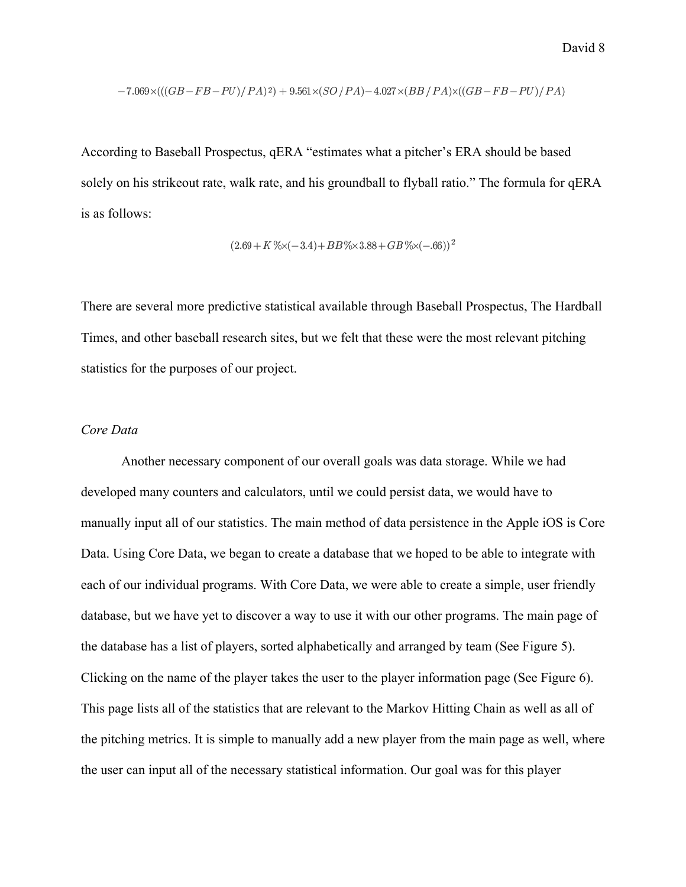$$-7.069\times(((GB-FB-PU)/PA)^2)+9.561\times(SO/PA)-4.027\times(BB/PA)\times((GB-FB-PU)/PA)$$

According to Baseball Prospectus, qERA "estimates what a pitcher's ERA should be based solely on his strikeout rate, walk rate, and his groundball to flyball ratio." The formula for qERA is as follows:

$$(2.69+K\%\times(-3.4)+BB\%\times3.88+GB\%\times(-.66))^2$$

There are several more predictive statistical available through Baseball Prospectus, The Hardball Times, and other baseball research sites, but we felt that these were the most relevant pitching statistics for the purposes of our project.

*Core Data*

Another necessary component of our overall goals was data storage. While we had developed many counters and calculators, until we could persist data, we would have to manually input all of our statistics. The main method of data persistence in the Apple iOS is Core Data. Using Core Data, we began to create a database that we hoped to be able to integrate with each of our individual programs. With Core Data, we were able to create a simple, user friendly database, but we have yet to discover a way to use it with our other programs. The main page of the database has a list of players, sorted alphabetically and arranged by team (See Figure 5). Clicking on the name of the player takes the user to the player information page (See Figure 6). This page lists all of the statistics that are relevant to the Markov Hitting Chain as well as all of the pitching metrics. It is simple to manually add a new player from the main page as well, where the user can input all of the necessary statistical information. Our goal was for this player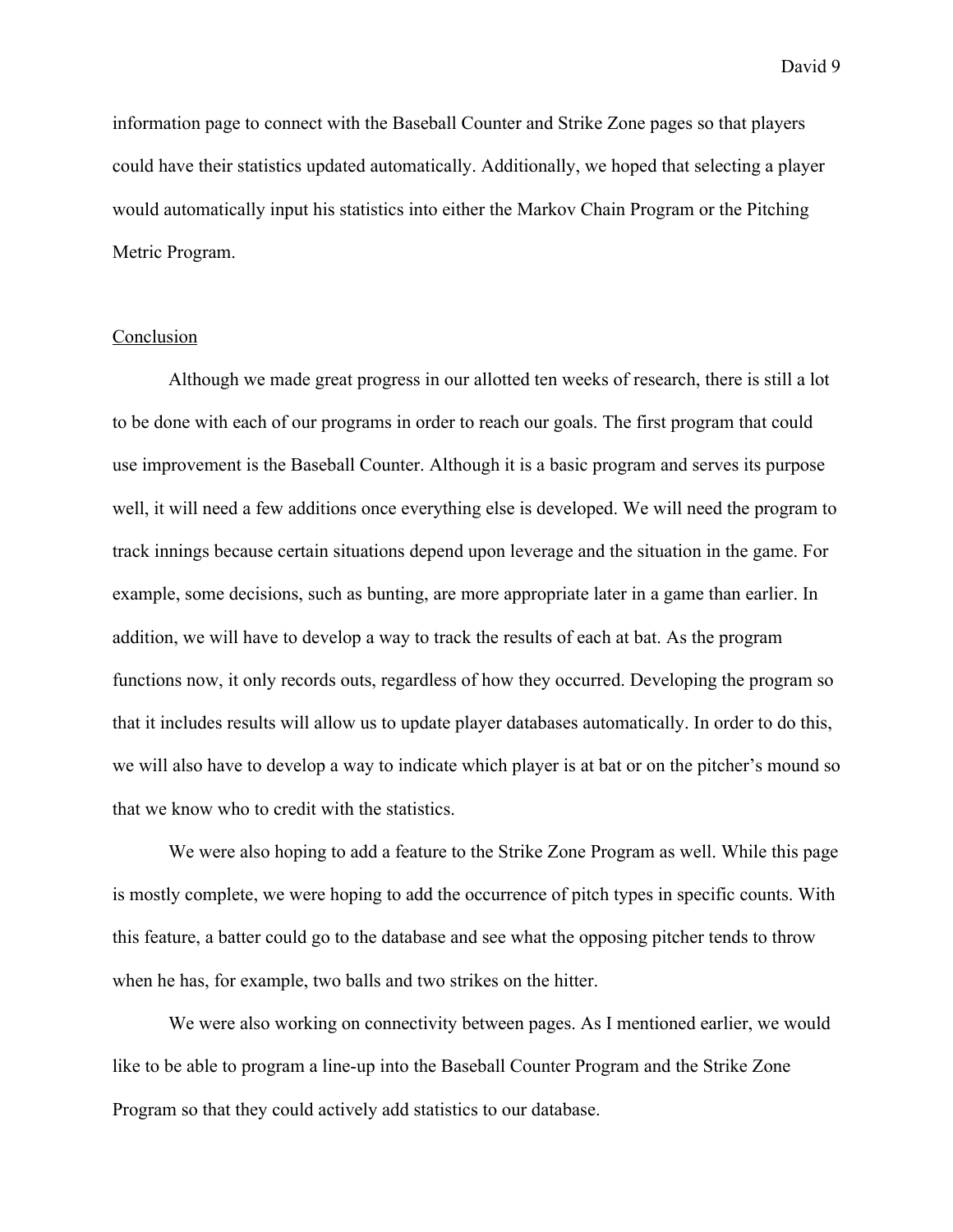information page to connect with the Baseball Counter and Strike Zone pages so that players could have their statistics updated automatically. Additionally, we hoped that selecting a player would automatically input his statistics into either the Markov Chain Program or the Pitching Metric Program.

## Conclusion

Although we made great progress in our allotted ten weeks of research, there is still a lot to be done with each of our programs in order to reach our goals. The first program that could use improvement is the Baseball Counter. Although it is a basic program and serves its purpose well, it will need a few additions once everything else is developed. We will need the program to track innings because certain situations depend upon leverage and the situation in the game. For example, some decisions, such as bunting, are more appropriate later in a game than earlier. In addition, we will have to develop a way to track the results of each at bat. As the program functions now, it only records outs, regardless of how they occurred. Developing the program so that it includes results will allow us to update player databases automatically. In order to do this, we will also have to develop a way to indicate which player is at bat or on the pitcher's mound so that we know who to credit with the statistics.

We were also hoping to add a feature to the Strike Zone Program as well. While this page is mostly complete, we were hoping to add the occurrence of pitch types in specific counts. With this feature, a batter could go to the database and see what the opposing pitcher tends to throw when he has, for example, two balls and two strikes on the hitter.

We were also working on connectivity between pages. As I mentioned earlier, we would like to be able to program a line-up into the Baseball Counter Program and the Strike Zone Program so that they could actively add statistics to our database.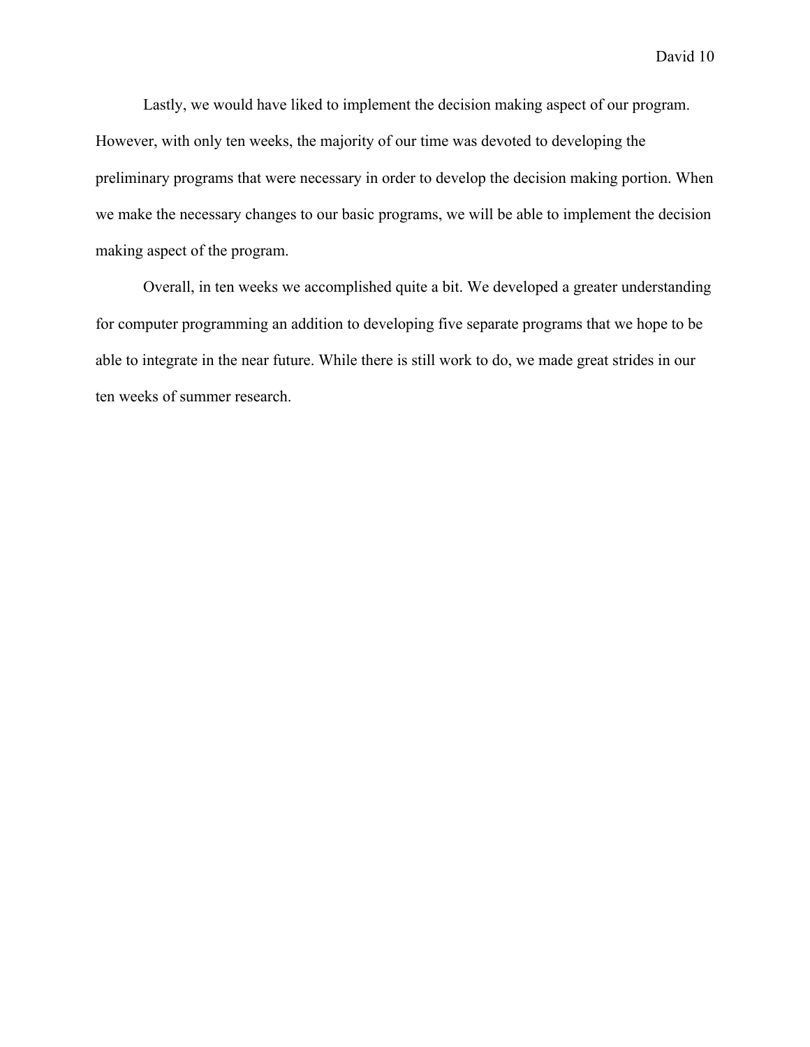Lastly, we would have liked to implement the decision making aspect of our program. However, with only ten weeks, the majority of our time was devoted to developing the preliminary programs that were necessary in order to develop the decision making portion. When we make the necessary changes to our basic programs, we will be able to implement the decision making aspect of the program.

Overall, in ten weeks we accomplished quite a bit. We developed a greater understanding for computer programming an addition to developing five separate programs that we hope to be able to integrate in the near future. While there is still work to do, we made great strides in our ten weeks of summer research.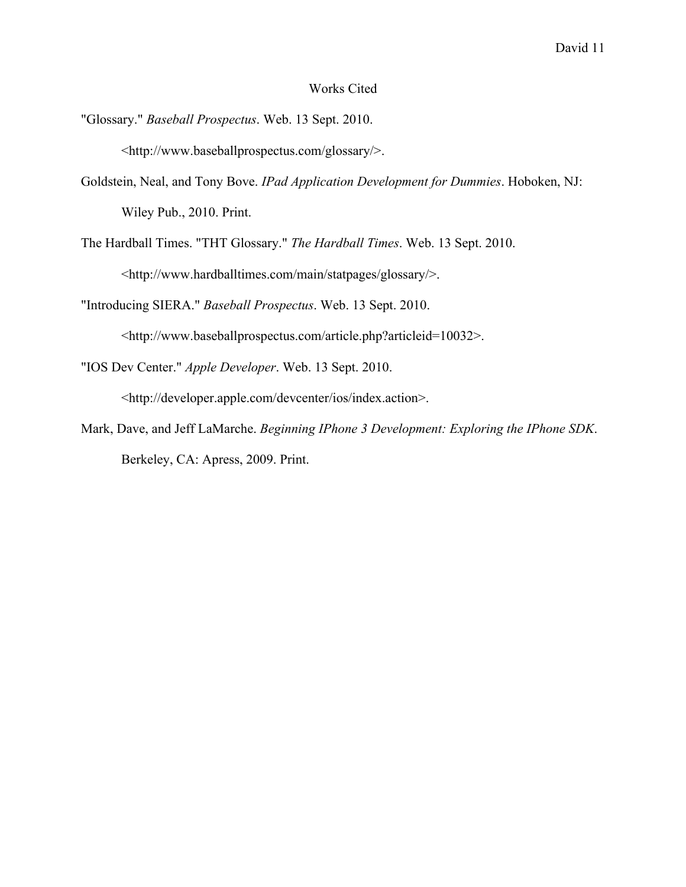# Works Cited

"Glossary." *Baseball Prospectus*. Web. 13 Sept. 2010. <http://www.baseballprospectus.com/glossary/>.

Goldstein, Neal, and Tony Bove. *IPad Application Development for Dummies*. Hoboken, NJ: Wiley Pub., 2010. Print.

The Hardball Times. "THT Glossary." *The Hardball Times*. Web. 13 Sept. 2010. <http://www.hardballtimes.com/main/statpages/glossary/>.

"Introducing SIERA." *Baseball Prospectus*. Web. 13 Sept. 2010. <http://www.baseballprospectus.com/article.php?articleid=10032>.

"IOS Dev Center." *Apple Developer*. Web. 13 Sept. 2010. <http://developer.apple.com/devcenter/ios/index.action>.

Mark, Dave, and Jeff LaMarche. *Beginning IPhone 3 Development: Exploring the IPhone SDK*. Berkeley, CA: Apress, 2009. Print.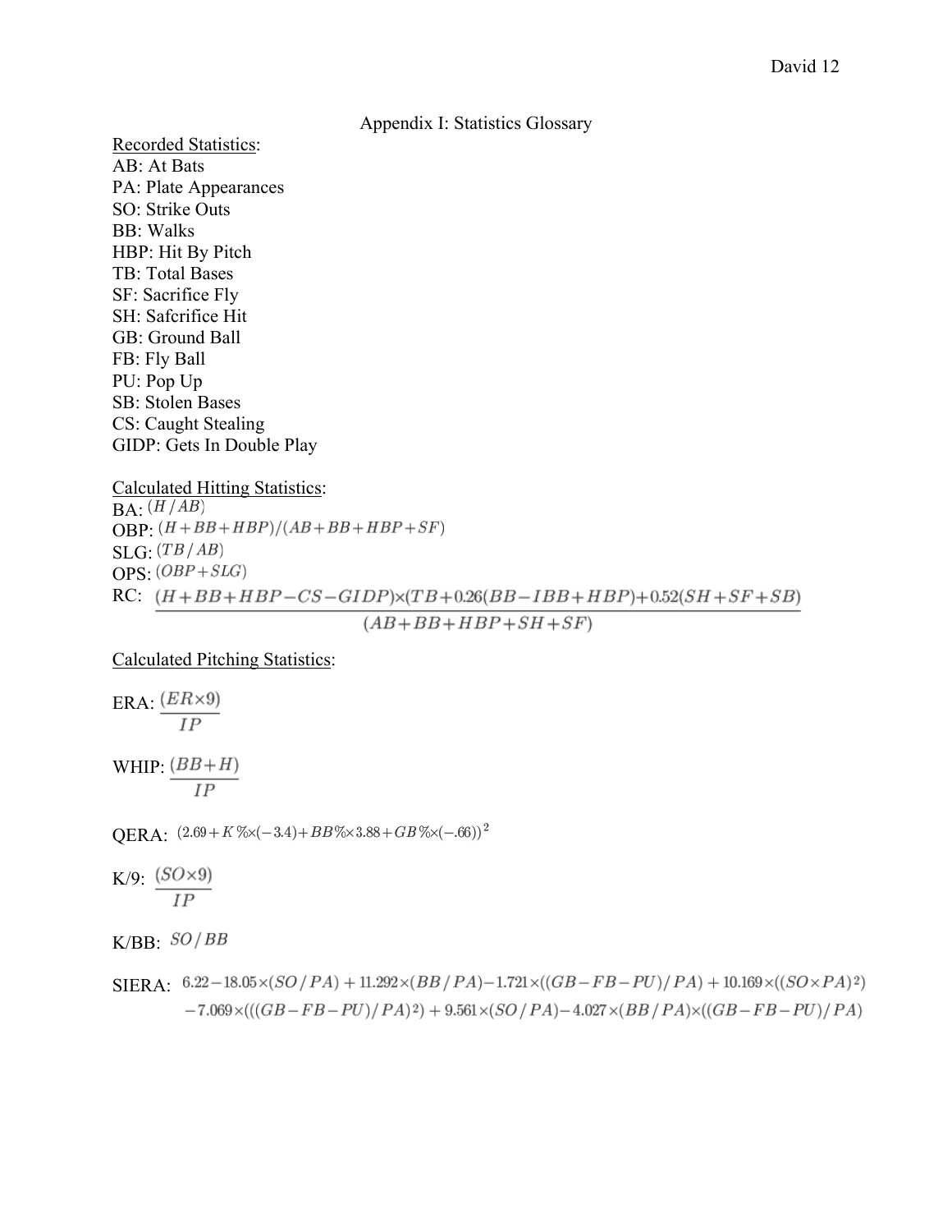## Appendix I: Statistics Glossary

Recorded Statistics:

AB: At Bats
PA: Plate Appearances
SO: Strike Outs
BB: Walks
HBP: Hit By Pitch
TB: Total Bases
SF: Sacrifice Fly
SH: Safcrifice Hit
GB: Ground Ball
FB: Fly Ball
PU: Pop Up
SB: Stolen Bases
CS: Caught Stealing
GIDP: Gets In Double Play

Calculated Hitting Statistics:

BA: $(H/AB)$

OBP: $(H+BB+HBP)/(AB+BB+HBP+SF)$

SLG: $(TB/AB)$

OPS: $(OBP+SLG)$

RC: $$\frac{(H+BB+HBP-CS-GIDP)\times(TB+0.26(BB-IBB+HBP)+0.52(SH+SF+SB)}{(AB+BB+HBP+SH+SF)}$$

Calculated Pitching Statistics:

ERA: $$\frac{(ER\times 9)}{IP}$$

WHIP: $$\frac{(BB+H)}{IP}$$

QERA: $(2.69+K\%\times(-3.4)+BB\%\times 3.88+GB\%\times(-.66))^2$

K/9: $$\frac{(SO\times 9)}{IP}$$

K/BB: $SO/BB$

SIERA: $$6.22-18.05\times(SO/PA)+11.292\times(BB/PA)-1.721\times((GB-FB-PU)/PA)+10.169\times((SO\times PA)^2)$$
$$-7.069\times(((GB-FB-PU)/PA)^2)+9.561\times(SO/PA)-4.027\times(BB/PA)\times((GB-FB-PU)/PA)$$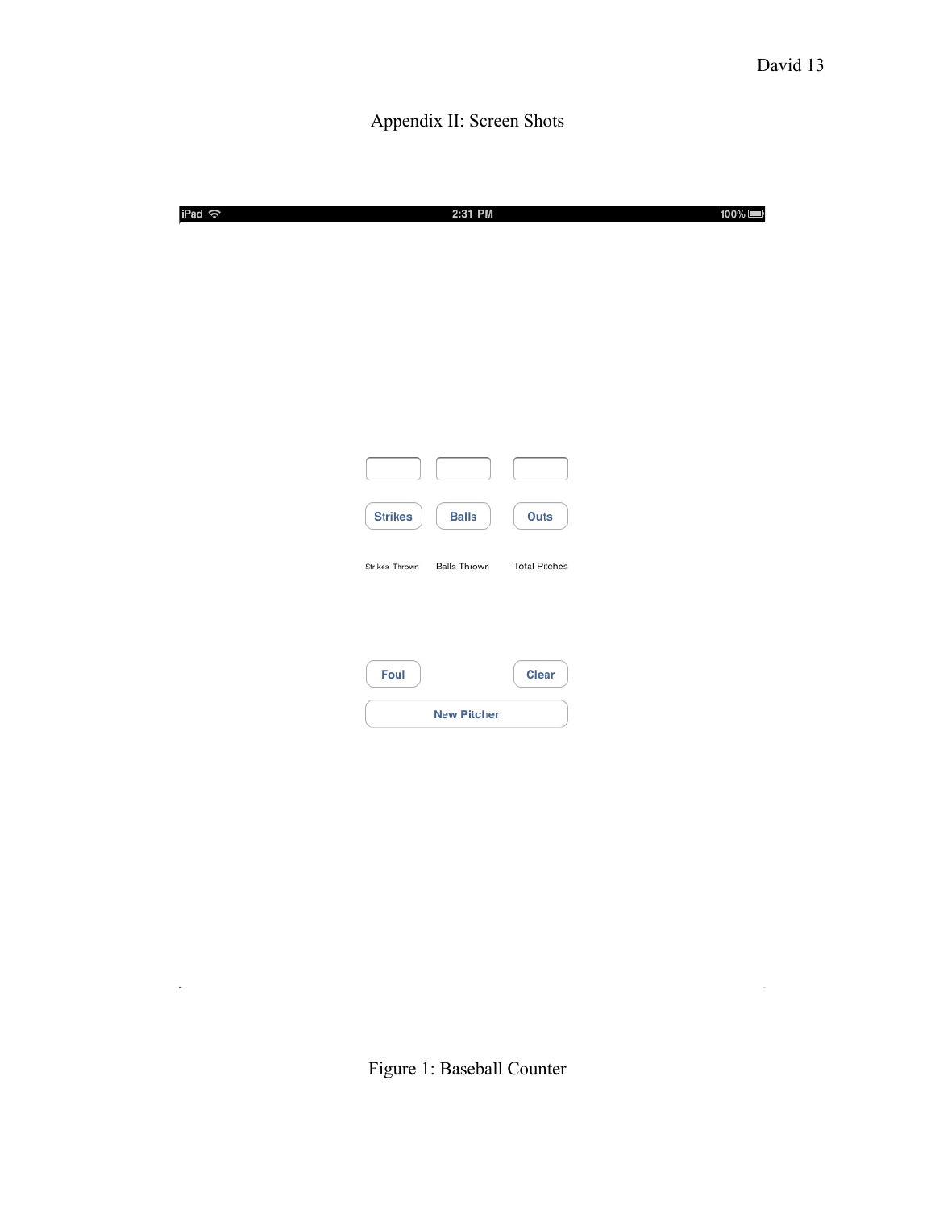# Appendix II: Screen Shots

Figure 1: Baseball Counter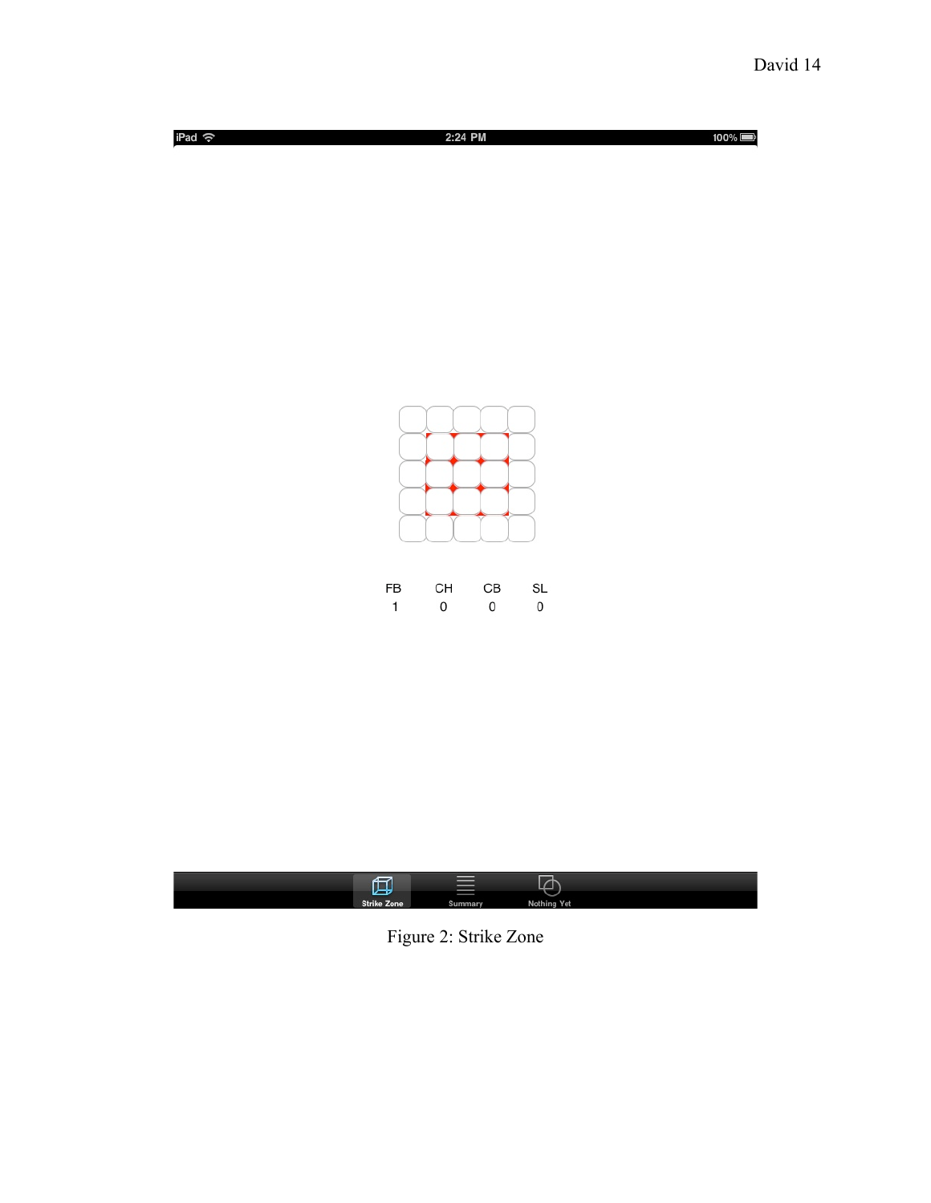| FB | CH | CB | SL |
| --- | --- | --- | --- |
| 1 | 0 | 0 | 0 |

Figure 2: Strike Zone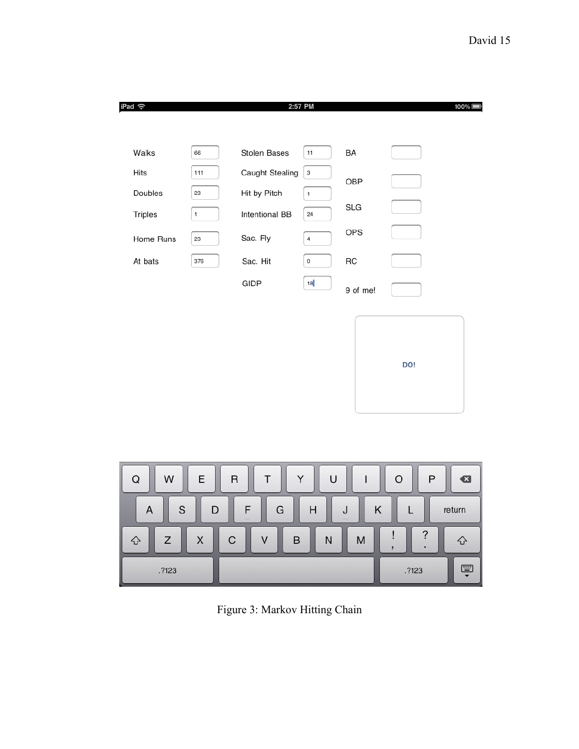| Field | Value | Field | Value | Field | Value |
|---|---|---|---|---|---|
| Walks | 66 | Stolen Bases | 11 | BA | |
| Hits | 111 | Caught Stealing | 3 | OBP | |
| Doubles | 23 | Hit by Pitch | 1 | SLG | |
| Triples | 1 | Intentional BB | 24 | OPS | |
| Home Runs | 23 | Sac. Fly | 4 | RC | |
| At bats | 378 | Sac. Hit | 0 | 9 of me! | |
| | | GIDP | 18 | | |

DO!

Figure 3: Markov Hitting Chain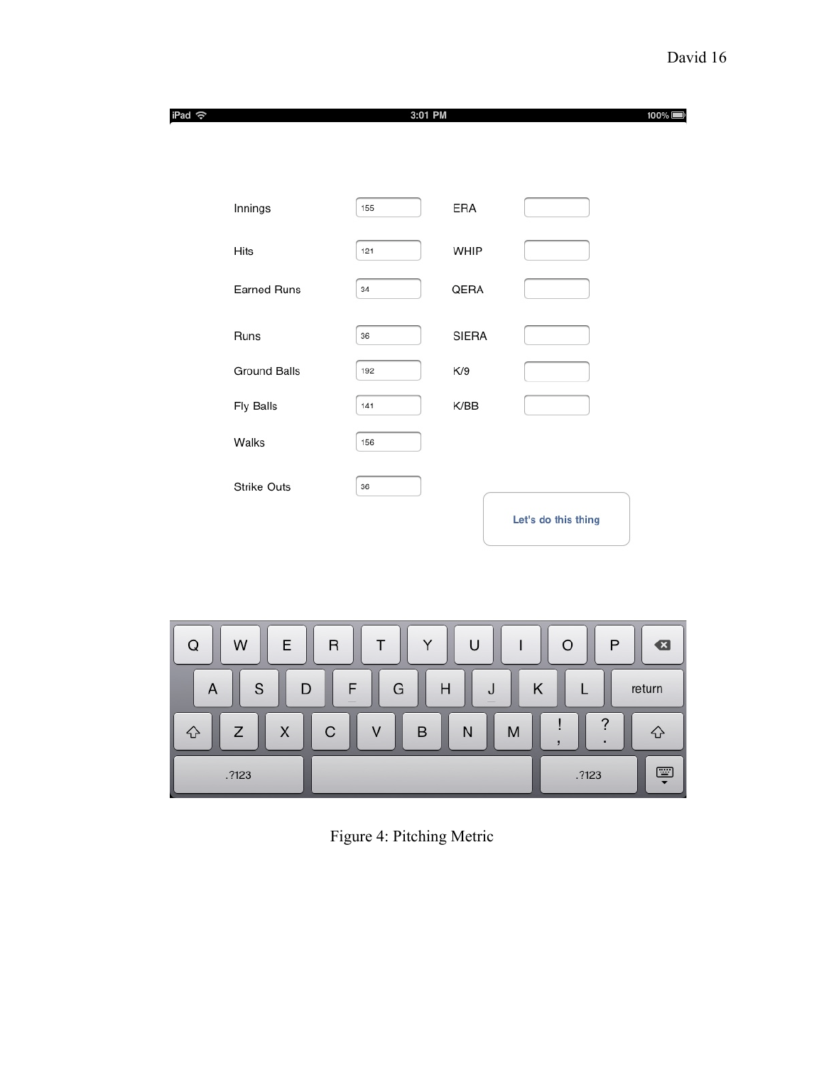| Innings | 155 | ERA | |
|---|---|---|---|
| Hits | 121 | WHIP | |
| Earned Runs | 34 | QERA | |
| Runs | 36 | SIERA | |
| Ground Balls | 192 | K/9 | |
| Fly Balls | 141 | K/BB | |
| Walks | 156 | | |
| Strike Outs | 36 | | |

Let's do this thing

Figure 4: Pitching Metric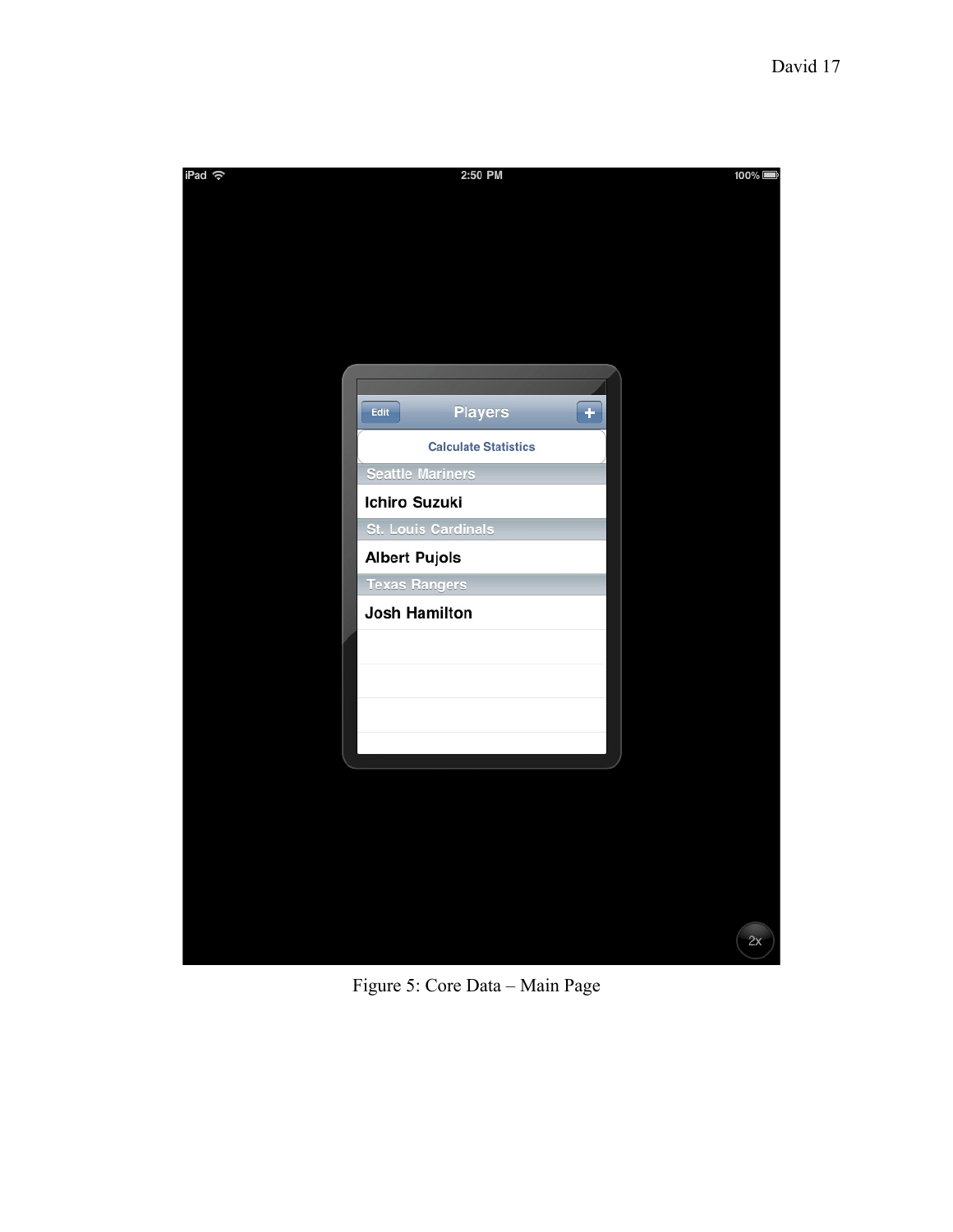Figure 5: Core Data – Main Page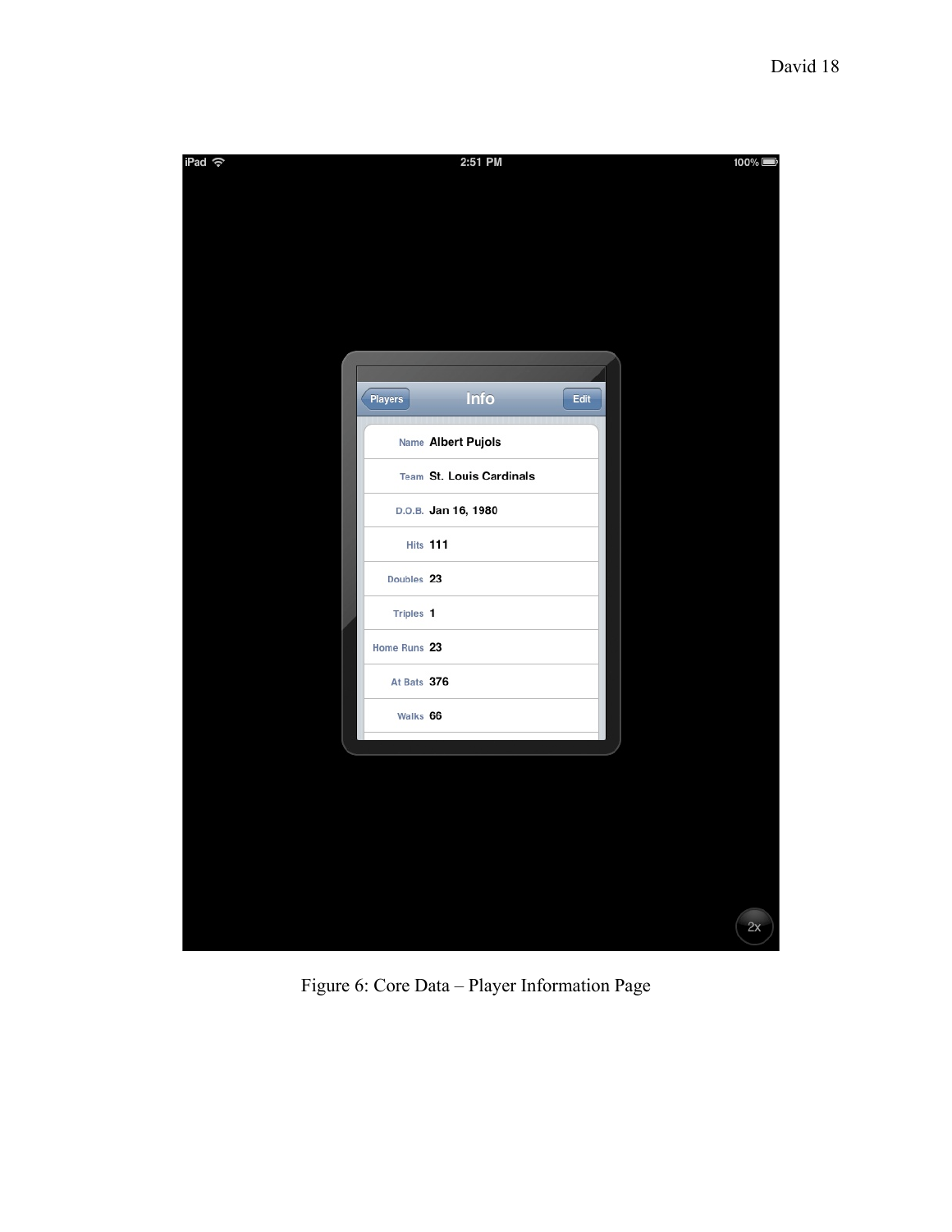Figure 6: Core Data – Player Information Page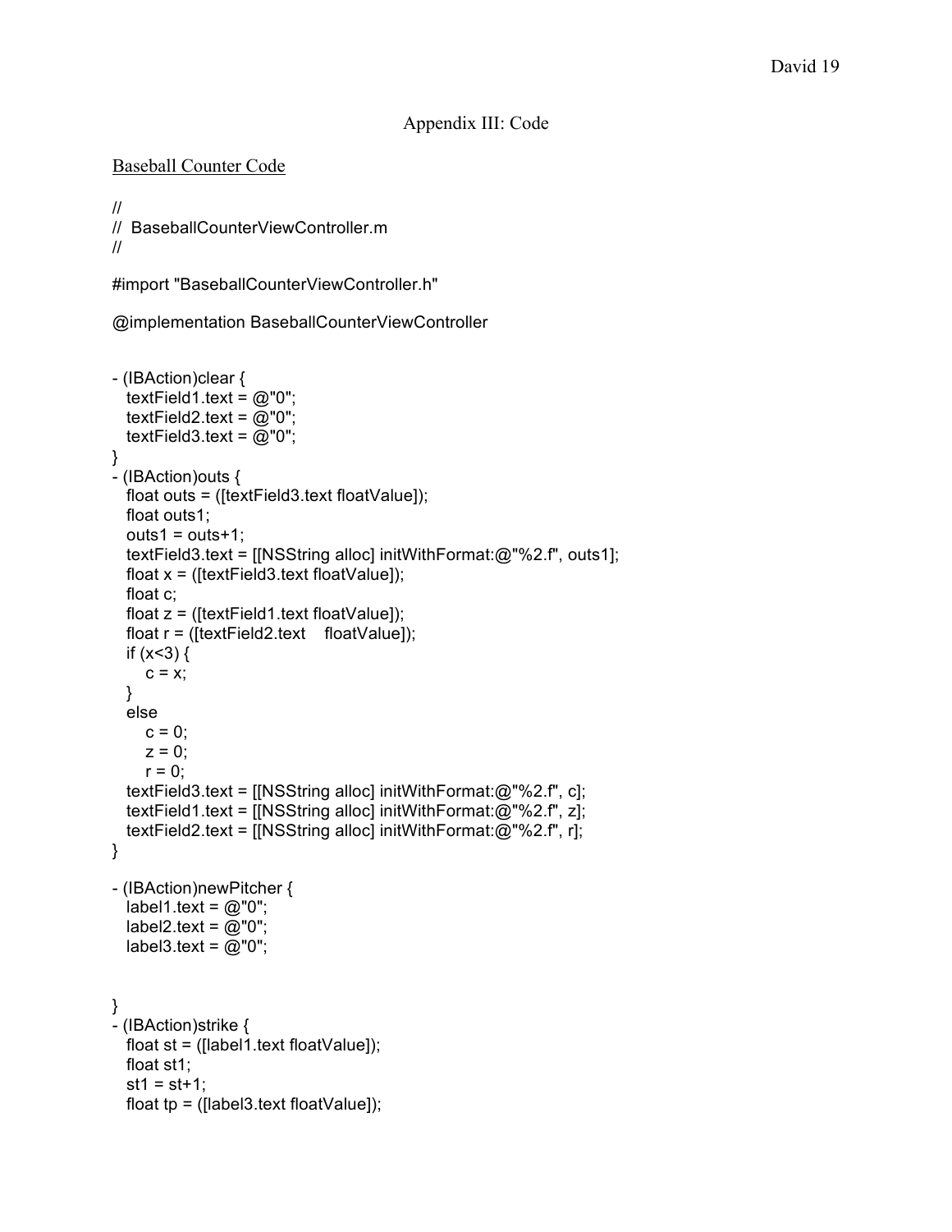## Appendix III: Code

Baseball Counter Code

```
//
//  BaseballCounterViewController.m
//

#import "BaseballCounterViewController.h"

@implementation BaseballCounterViewController


- (IBAction)clear {
   textField1.text = @"0";
   textField2.text = @"0";
   textField3.text = @"0";
}
- (IBAction)outs {
   float outs = ([textField3.text floatValue]);
   float outs1;
   outs1 = outs+1;
   textField3.text = [[NSString alloc] initWithFormat:@"%2.f", outs1];
   float x = ([textField3.text floatValue]);
   float c;
   float z = ([textField1.text floatValue]);
   float r = ([textField2.text    floatValue]);
   if (x<3) {
      c = x;
   }
   else
      c = 0;
      z = 0;
      r = 0;
   textField3.text = [[NSString alloc] initWithFormat:@"%2.f", c];
   textField1.text = [[NSString alloc] initWithFormat:@"%2.f", z];
   textField2.text = [[NSString alloc] initWithFormat:@"%2.f", r];
}

- (IBAction)newPitcher {
   label1.text = @"0";
   label2.text = @"0";
   label3.text = @"0";


}
- (IBAction)strike {
   float st = ([label1.text floatValue]);
   float st1;
   st1 = st+1;
   float tp = ([label3.text floatValue]);
```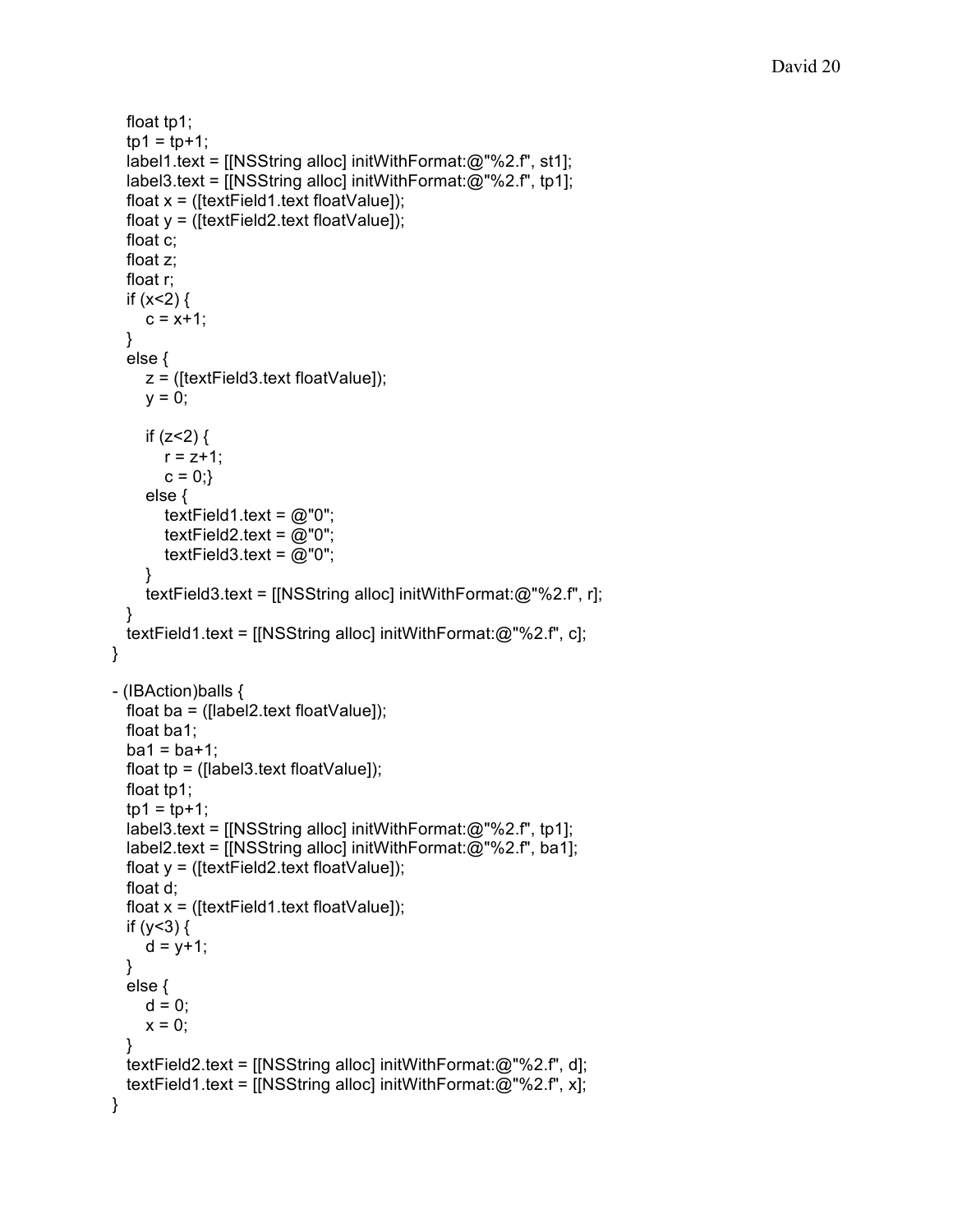```
    float tp1;
    tp1 = tp+1;
    label1.text = [[NSString alloc] initWithFormat:@"%2.f", st1];
    label3.text = [[NSString alloc] initWithFormat:@"%2.f", tp1];
    float x = ([textField1.text floatValue]);
    float y = ([textField2.text floatValue]);
    float c;
    float z;
    float r;
    if (x<2) {
        c = x+1;
    }
    else {
        z = ([textField3.text floatValue]);
        y = 0;

        if (z<2) {
            r = z+1;
            c = 0;}
        else {
            textField1.text = @"0";
            textField2.text = @"0";
            textField3.text = @"0";
        }
        textField3.text = [[NSString alloc] initWithFormat:@"%2.f", r];
    }
    textField1.text = [[NSString alloc] initWithFormat:@"%2.f", c];
}

- (IBAction)balls {
    float ba = ([label2.text floatValue]);
    float ba1;
    ba1 = ba+1;
    float tp = ([label3.text floatValue]);
    float tp1;
    tp1 = tp+1;
    label3.text = [[NSString alloc] initWithFormat:@"%2.f", tp1];
    label2.text = [[NSString alloc] initWithFormat:@"%2.f", ba1];
    float y = ([textField2.text floatValue]);
    float d;
    float x = ([textField1.text floatValue]);
    if (y<3) {
        d = y+1;
    }
    else {
        d = 0;
        x = 0;
    }
    textField2.text = [[NSString alloc] initWithFormat:@"%2.f", d];
    textField1.text = [[NSString alloc] initWithFormat:@"%2.f", x];
}
```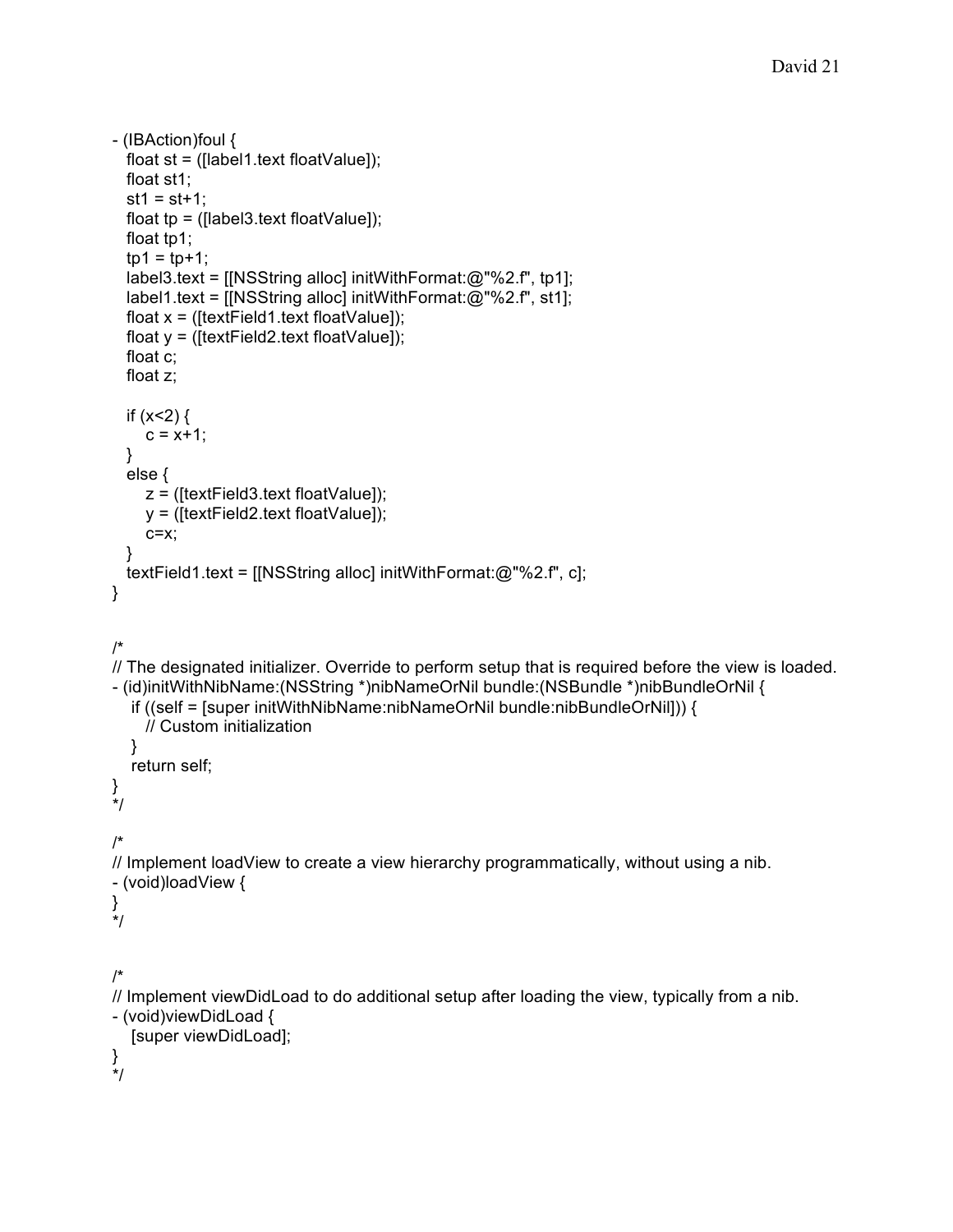```
- (IBAction)foul {
   float st = ([label1.text floatValue]);
   float st1;
   st1 = st+1;
   float tp = ([label3.text floatValue]);
   float tp1;
   tp1 = tp+1;
   label3.text = [[NSString alloc] initWithFormat:@"%2.f", tp1];
   label1.text = [[NSString alloc] initWithFormat:@"%2.f", st1];
   float x = ([textField1.text floatValue]);
   float y = ([textField2.text floatValue]);
   float c;
   float z;

   if (x<2) {
      c = x+1;
   }
   else {
      z = ([textField3.text floatValue]);
      y = ([textField2.text floatValue]);
      c=x;
   }
   textField1.text = [[NSString alloc] initWithFormat:@"%2.f", c];
}


/*
// The designated initializer. Override to perform setup that is required before the view is loaded.
- (id)initWithNibName:(NSString *)nibNameOrNil bundle:(NSBundle *)nibBundleOrNil {
    if ((self = [super initWithNibName:nibNameOrNil bundle:nibBundleOrNil])) {
       // Custom initialization
    }
    return self;
}
*/

/*
// Implement loadView to create a view hierarchy programmatically, without using a nib.
- (void)loadView {
}
*/


/*
// Implement viewDidLoad to do additional setup after loading the view, typically from a nib.
- (void)viewDidLoad {
    [super viewDidLoad];
}
*/
```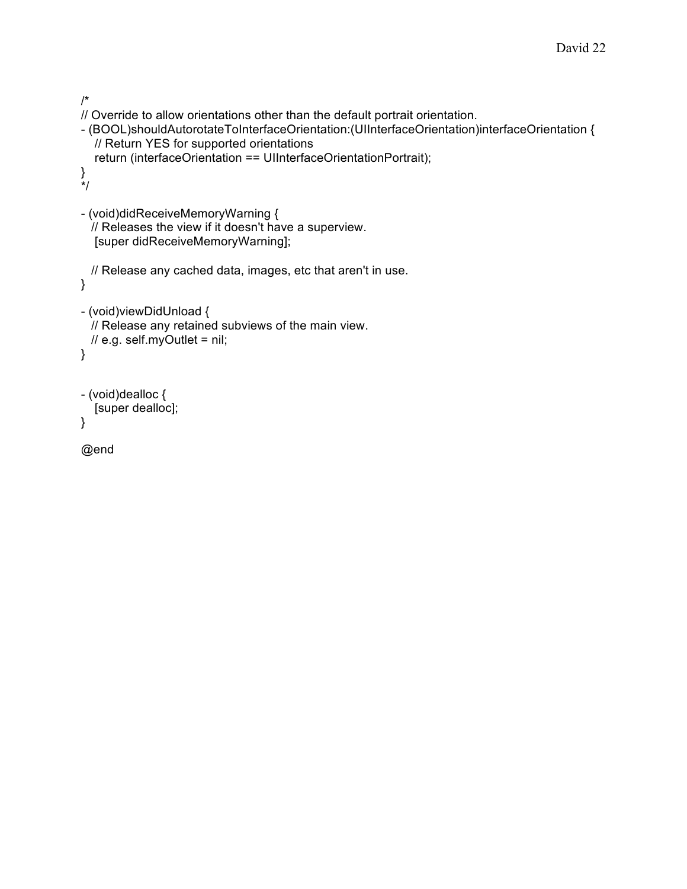```
/*
// Override to allow orientations other than the default portrait orientation.
- (BOOL)shouldAutorotateToInterfaceOrientation:(UIInterfaceOrientation)interfaceOrientation {
    // Return YES for supported orientations
    return (interfaceOrientation == UIInterfaceOrientationPortrait);
}
*/

- (void)didReceiveMemoryWarning {
   // Releases the view if it doesn't have a superview.
    [super didReceiveMemoryWarning];

   // Release any cached data, images, etc that aren't in use.
}

- (void)viewDidUnload {
   // Release any retained subviews of the main view.
   // e.g. self.myOutlet = nil;
}


- (void)dealloc {
    [super dealloc];
}

@end
```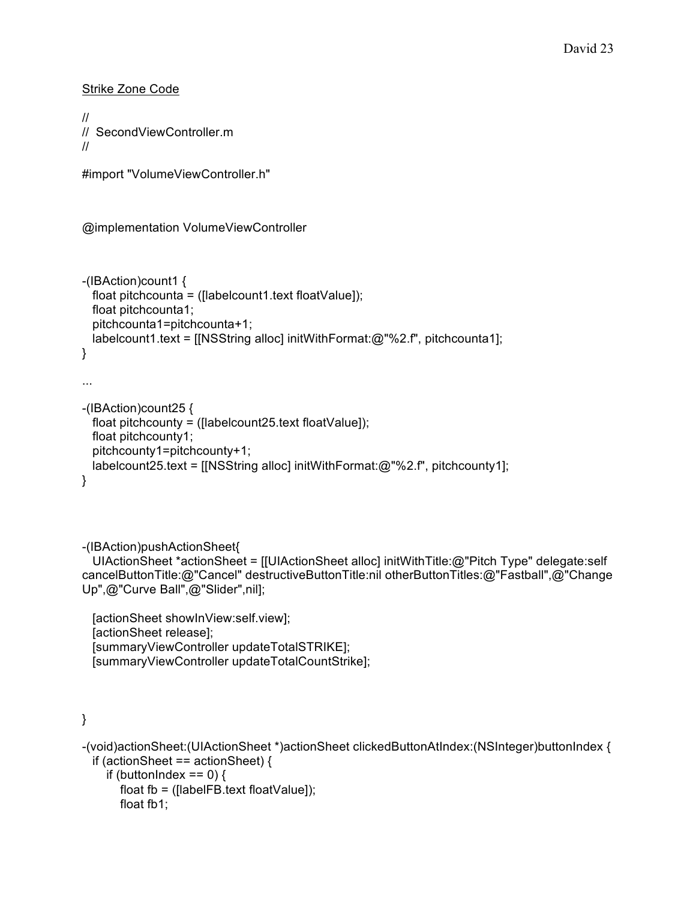Strike Zone Code

```
//
//  SecondViewController.m
//

#import "VolumeViewController.h"



@implementation VolumeViewController



-(IBAction)count1 {
   float pitchcounta = ([labelcount1.text floatValue]);
   float pitchcounta1;
   pitchcounta1=pitchcounta+1;
   labelcount1.text = [[NSString alloc] initWithFormat:@"%2.f", pitchcounta1];
}

...

-(IBAction)count25 {
   float pitchcounty = ([labelcount25.text floatValue]);
   float pitchcounty1;
   pitchcounty1=pitchcounty+1;
   labelcount25.text = [[NSString alloc] initWithFormat:@"%2.f", pitchcounty1];
}




-(IBAction)pushActionSheet{
   UIActionSheet *actionSheet = [[UIActionSheet alloc] initWithTitle:@"Pitch Type" delegate:self
cancelButtonTitle:@"Cancel" destructiveButtonTitle:nil otherButtonTitles:@"Fastball",@"Change
Up",@"Curve Ball",@"Slider",nil];

   [actionSheet showInView:self.view];
   [actionSheet release];
   [summaryViewController updateTotalSTRIKE];
   [summaryViewController updateTotalCountStrike];



}

-(void)actionSheet:(UIActionSheet *)actionSheet clickedButtonAtIndex:(NSInteger)buttonIndex {
   if (actionSheet == actionSheet) {
      if (buttonIndex == 0) {
         float fb = ([labelFB.text floatValue]);
         float fb1;
```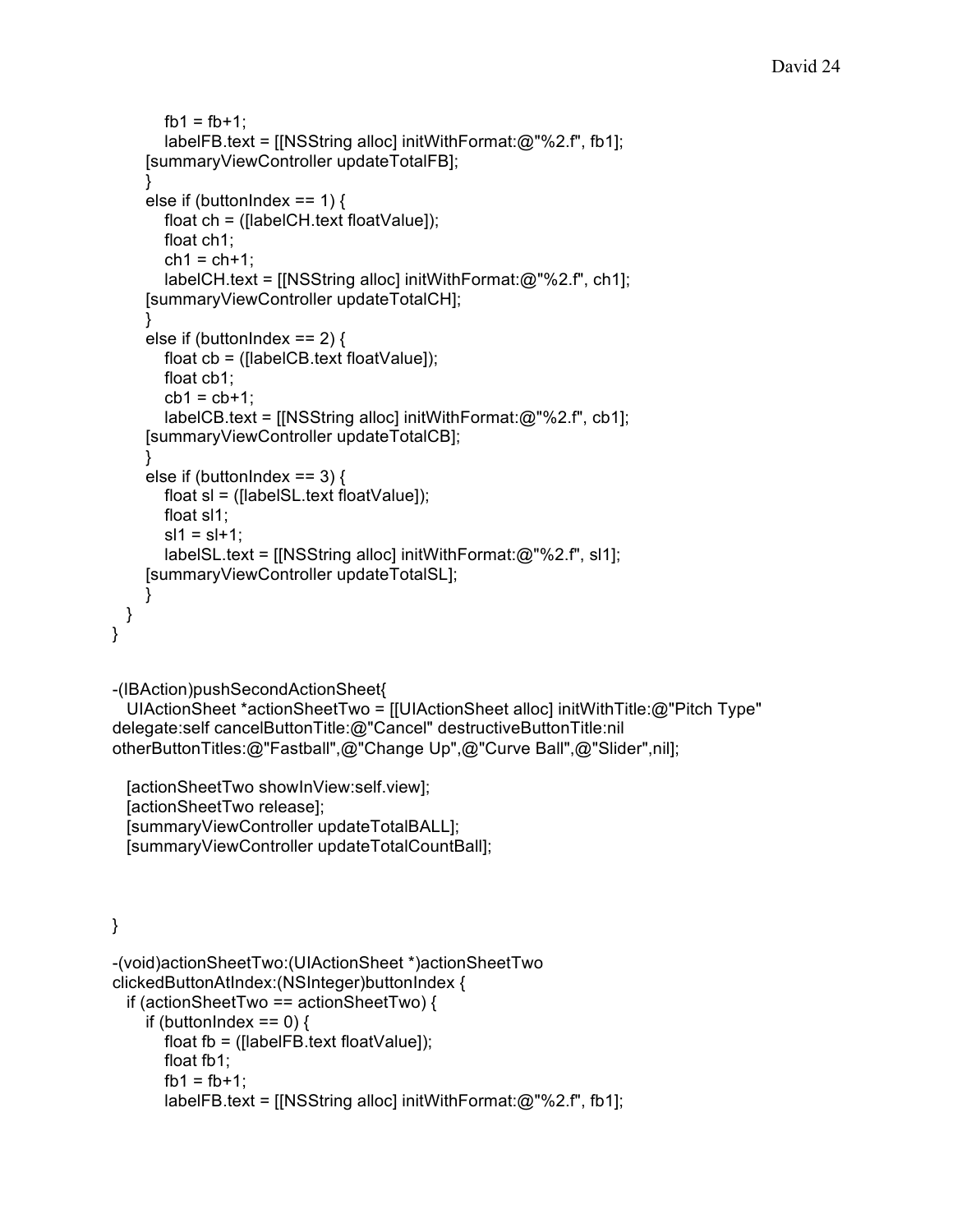```
        fb1 = fb+1;
        labelFB.text = [[NSString alloc] initWithFormat:@"%2.f", fb1];
     [summaryViewController updateTotalFB];
     }
     else if (buttonIndex == 1) {
        float ch = ([labelCH.text floatValue]);
        float ch1;
        ch1 = ch+1;
        labelCH.text = [[NSString alloc] initWithFormat:@"%2.f", ch1];
     [summaryViewController updateTotalCH];
     }
     else if (buttonIndex == 2) {
        float cb = ([labelCB.text floatValue]);
        float cb1;
        cb1 = cb+1;
        labelCB.text = [[NSString alloc] initWithFormat:@"%2.f", cb1];
     [summaryViewController updateTotalCB];
     }
     else if (buttonIndex == 3) {
        float sl = ([labelSL.text floatValue]);
        float sl1;
        sl1 = sl+1;
        labelSL.text = [[NSString alloc] initWithFormat:@"%2.f", sl1];
     [summaryViewController updateTotalSL];
     }
  }
}


-(IBAction)pushSecondActionSheet{
  UIActionSheet *actionSheetTwo = [[UIActionSheet alloc] initWithTitle:@"Pitch Type"
delegate:self cancelButtonTitle:@"Cancel" destructiveButtonTitle:nil
otherButtonTitles:@"Fastball",@"Change Up",@"Curve Ball",@"Slider",nil];

  [actionSheetTwo showInView:self.view];
  [actionSheetTwo release];
  [summaryViewController updateTotalBALL];
  [summaryViewController updateTotalCountBall];



}

-(void)actionSheetTwo:(UIActionSheet *)actionSheetTwo
clickedButtonAtIndex:(NSInteger)buttonIndex {
  if (actionSheetTwo == actionSheetTwo) {
     if (buttonIndex == 0) {
        float fb = ([labelFB.text floatValue]);
        float fb1;
        fb1 = fb+1;
        labelFB.text = [[NSString alloc] initWithFormat:@"%2.f", fb1];
```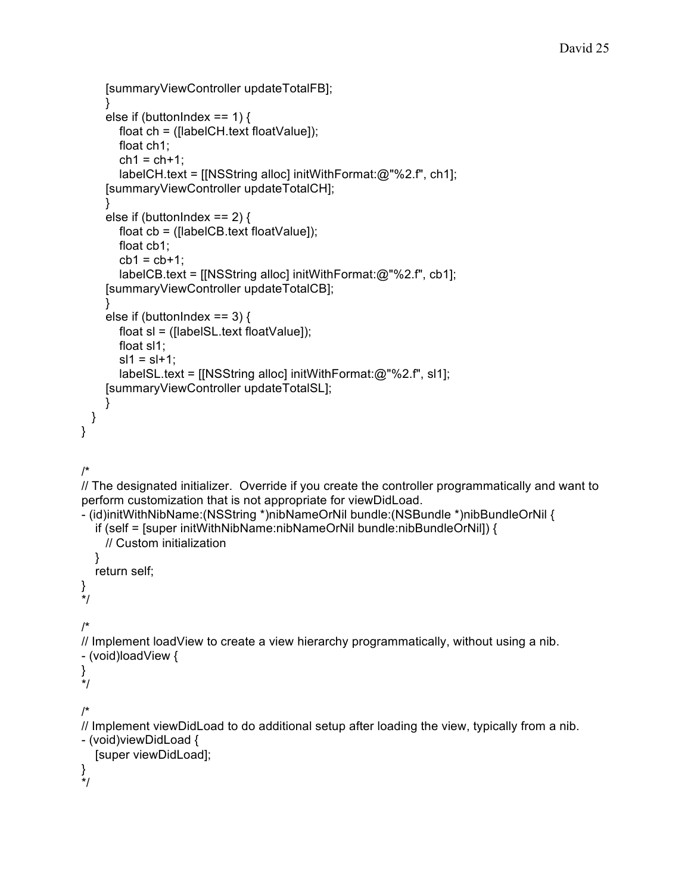```
      [summaryViewController updateTotalFB];
      }
      else if (buttonIndex == 1) {
         float ch = ([labelCH.text floatValue]);
         float ch1;
         ch1 = ch+1;
         labelCH.text = [[NSString alloc] initWithFormat:@"%2.f", ch1];
      [summaryViewController updateTotalCH];
      }
      else if (buttonIndex == 2) {
         float cb = ([labelCB.text floatValue]);
         float cb1;
         cb1 = cb+1;
         labelCB.text = [[NSString alloc] initWithFormat:@"%2.f", cb1];
      [summaryViewController updateTotalCB];
      }
      else if (buttonIndex == 3) {
         float sl = ([labelSL.text floatValue]);
         float sl1;
         sl1 = sl+1;
         labelSL.text = [[NSString alloc] initWithFormat:@"%2.f", sl1];
      [summaryViewController updateTotalSL];
      }
   }
}


/*
// The designated initializer.  Override if you create the controller programmatically and want to
perform customization that is not appropriate for viewDidLoad.
- (id)initWithNibName:(NSString *)nibNameOrNil bundle:(NSBundle *)nibBundleOrNil {
   if (self = [super initWithNibName:nibNameOrNil bundle:nibBundleOrNil]) {
      // Custom initialization
   }
   return self;
}
*/

/*
// Implement loadView to create a view hierarchy programmatically, without using a nib.
- (void)loadView {
}
*/

/*
// Implement viewDidLoad to do additional setup after loading the view, typically from a nib.
- (void)viewDidLoad {
   [super viewDidLoad];
}
*/
```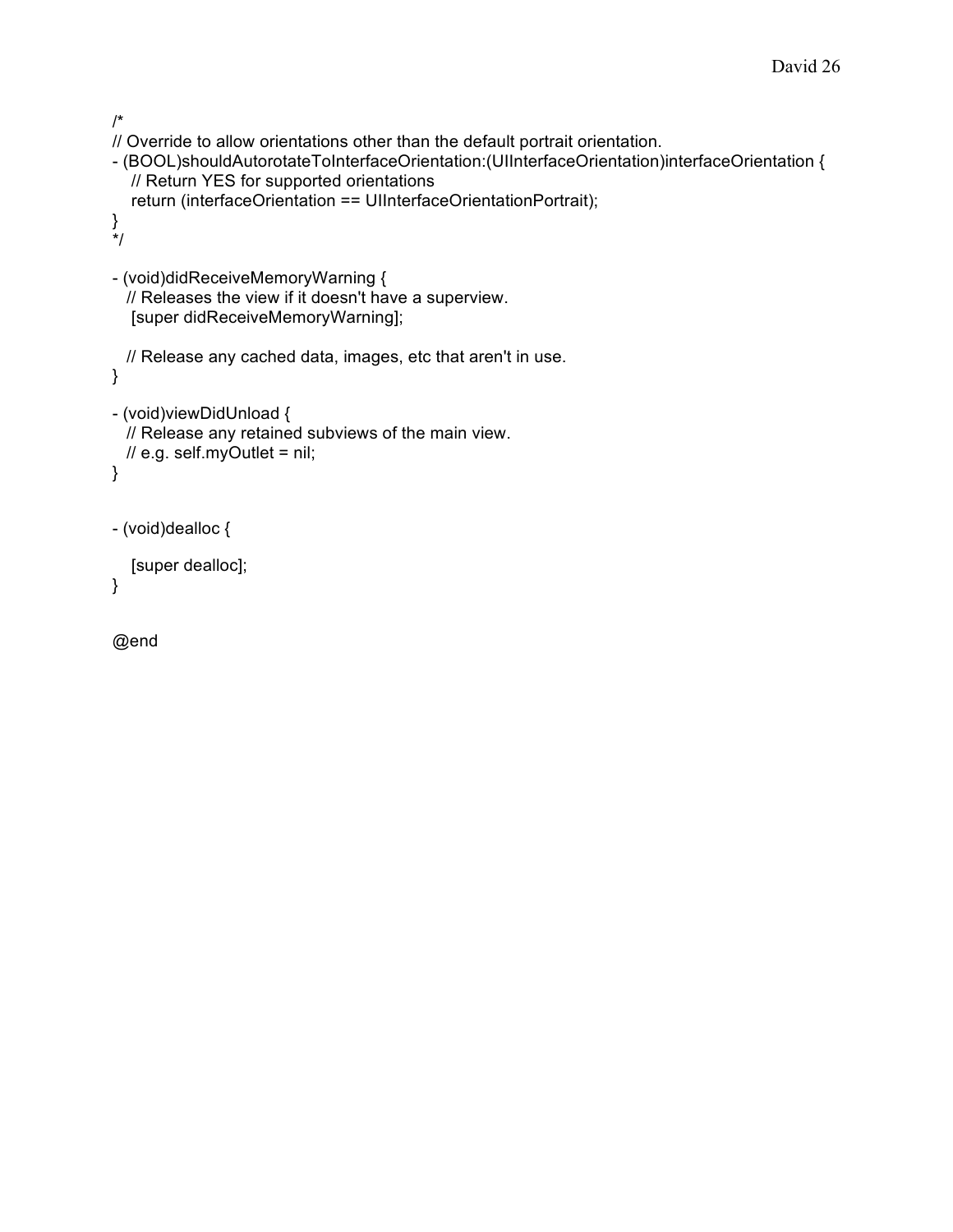```
/*
// Override to allow orientations other than the default portrait orientation.
- (BOOL)shouldAutorotateToInterfaceOrientation:(UIInterfaceOrientation)interfaceOrientation {
    // Return YES for supported orientations
    return (interfaceOrientation == UIInterfaceOrientationPortrait);
}
*/

- (void)didReceiveMemoryWarning {
   // Releases the view if it doesn't have a superview.
    [super didReceiveMemoryWarning];

   // Release any cached data, images, etc that aren't in use.
}

- (void)viewDidUnload {
   // Release any retained subviews of the main view.
   // e.g. self.myOutlet = nil;
}


- (void)dealloc {

    [super dealloc];
}

@end
```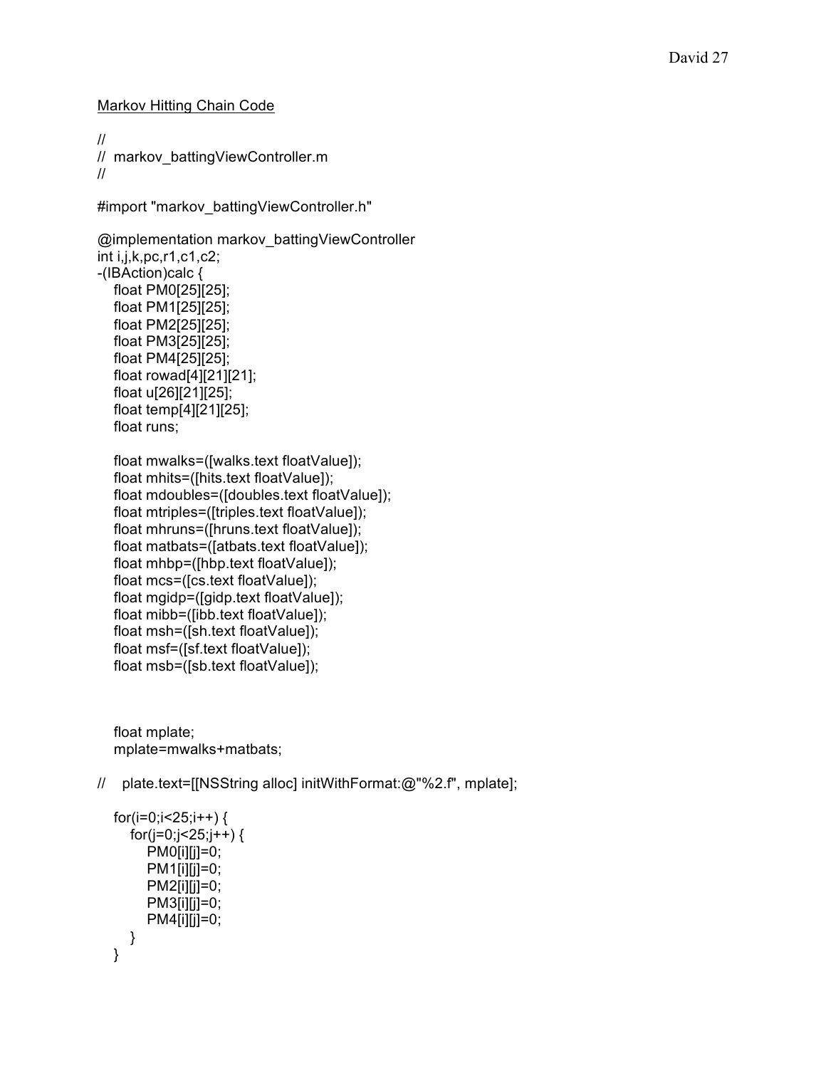Markov Hitting Chain Code

```
//
//  markov_battingViewController.m
//

#import "markov_battingViewController.h"

@implementation markov_battingViewController
int i,j,k,pc,r1,c1,c2;
-(IBAction)calc {
   float PM0[25][25];
   float PM1[25][25];
   float PM2[25][25];
   float PM3[25][25];
   float PM4[25][25];
   float rowad[4][21][21];
   float u[26][21][25];
   float temp[4][21][25];
   float runs;

   float mwalks=([walks.text floatValue]);
   float mhits=([hits.text floatValue]);
   float mdoubles=([doubles.text floatValue]);
   float mtriples=([triples.text floatValue]);
   float mhruns=([hruns.text floatValue]);
   float matbats=([atbats.text floatValue]);
   float mhbp=([hbp.text floatValue]);
   float mcs=([cs.text floatValue]);
   float mgidp=([gidp.text floatValue]);
   float mibb=([ibb.text floatValue]);
   float msh=([sh.text floatValue]);
   float msf=([sf.text floatValue]);
   float msb=([sb.text floatValue]);



   float mplate;
   mplate=mwalks+matbats;

//    plate.text=[[NSString alloc] initWithFormat:@"%2.f", mplate];

   for(i=0;i<25;i++) {
      for(j=0;j<25;j++) {
         PM0[i][j]=0;
         PM1[i][j]=0;
         PM2[i][j]=0;
         PM3[i][j]=0;
         PM4[i][j]=0;
      }
   }
```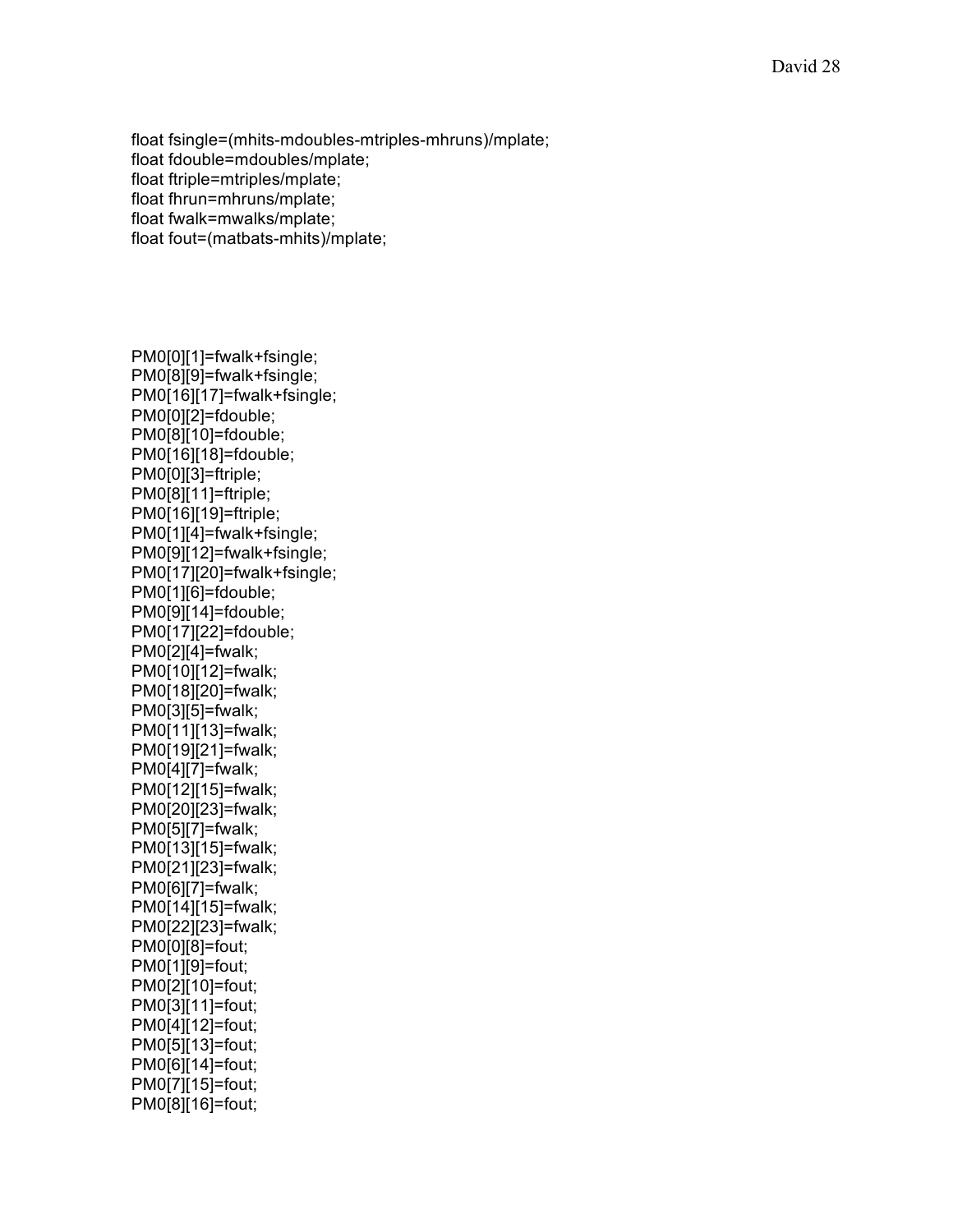```
float fsingle=(mhits-mdoubles-mtriples-mhruns)/mplate;
float fdouble=mdoubles/mplate;
float ftriple=mtriples/mplate;
float fhrun=mhruns/mplate;
float fwalk=mwalks/mplate;
float fout=(matbats-mhits)/mplate;




PM0[0][1]=fwalk+fsingle;
PM0[8][9]=fwalk+fsingle;
PM0[16][17]=fwalk+fsingle;
PM0[0][2]=fdouble;
PM0[8][10]=fdouble;
PM0[16][18]=fdouble;
PM0[0][3]=ftriple;
PM0[8][11]=ftriple;
PM0[16][19]=ftriple;
PM0[1][4]=fwalk+fsingle;
PM0[9][12]=fwalk+fsingle;
PM0[17][20]=fwalk+fsingle;
PM0[1][6]=fdouble;
PM0[9][14]=fdouble;
PM0[17][22]=fdouble;
PM0[2][4]=fwalk;
PM0[10][12]=fwalk;
PM0[18][20]=fwalk;
PM0[3][5]=fwalk;
PM0[11][13]=fwalk;
PM0[19][21]=fwalk;
PM0[4][7]=fwalk;
PM0[12][15]=fwalk;
PM0[20][23]=fwalk;
PM0[5][7]=fwalk;
PM0[13][15]=fwalk;
PM0[21][23]=fwalk;
PM0[6][7]=fwalk;
PM0[14][15]=fwalk;
PM0[22][23]=fwalk;
PM0[0][8]=fout;
PM0[1][9]=fout;
PM0[2][10]=fout;
PM0[3][11]=fout;
PM0[4][12]=fout;
PM0[5][13]=fout;
PM0[6][14]=fout;
PM0[7][15]=fout;
PM0[8][16]=fout;
```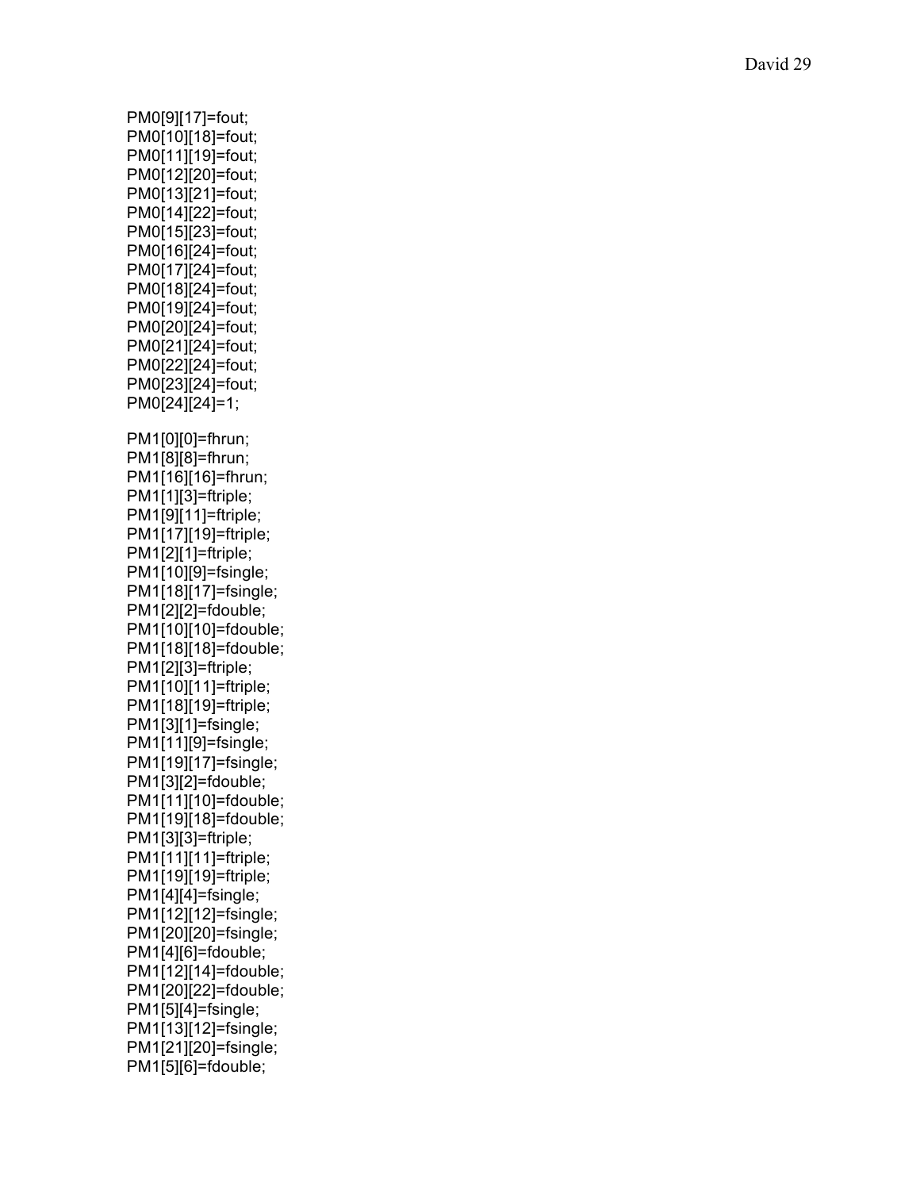```
PM0[9][17]=fout;
PM0[10][18]=fout;
PM0[11][19]=fout;
PM0[12][20]=fout;
PM0[13][21]=fout;
PM0[14][22]=fout;
PM0[15][23]=fout;
PM0[16][24]=fout;
PM0[17][24]=fout;
PM0[18][24]=fout;
PM0[19][24]=fout;
PM0[20][24]=fout;
PM0[21][24]=fout;
PM0[22][24]=fout;
PM0[23][24]=fout;
PM0[24][24]=1;

PM1[0][0]=fhrun;
PM1[8][8]=fhrun;
PM1[16][16]=fhrun;
PM1[1][3]=ftriple;
PM1[9][11]=ftriple;
PM1[17][19]=ftriple;
PM1[2][1]=ftriple;
PM1[10][9]=fsingle;
PM1[18][17]=fsingle;
PM1[2][2]=fdouble;
PM1[10][10]=fdouble;
PM1[18][18]=fdouble;
PM1[2][3]=ftriple;
PM1[10][11]=ftriple;
PM1[18][19]=ftriple;
PM1[3][1]=fsingle;
PM1[11][9]=fsingle;
PM1[19][17]=fsingle;
PM1[3][2]=fdouble;
PM1[11][10]=fdouble;
PM1[19][18]=fdouble;
PM1[3][3]=ftriple;
PM1[11][11]=ftriple;
PM1[19][19]=ftriple;
PM1[4][4]=fsingle;
PM1[12][12]=fsingle;
PM1[20][20]=fsingle;
PM1[4][6]=fdouble;
PM1[12][14]=fdouble;
PM1[20][22]=fdouble;
PM1[5][4]=fsingle;
PM1[13][12]=fsingle;
PM1[21][20]=fsingle;
PM1[5][6]=fdouble;
```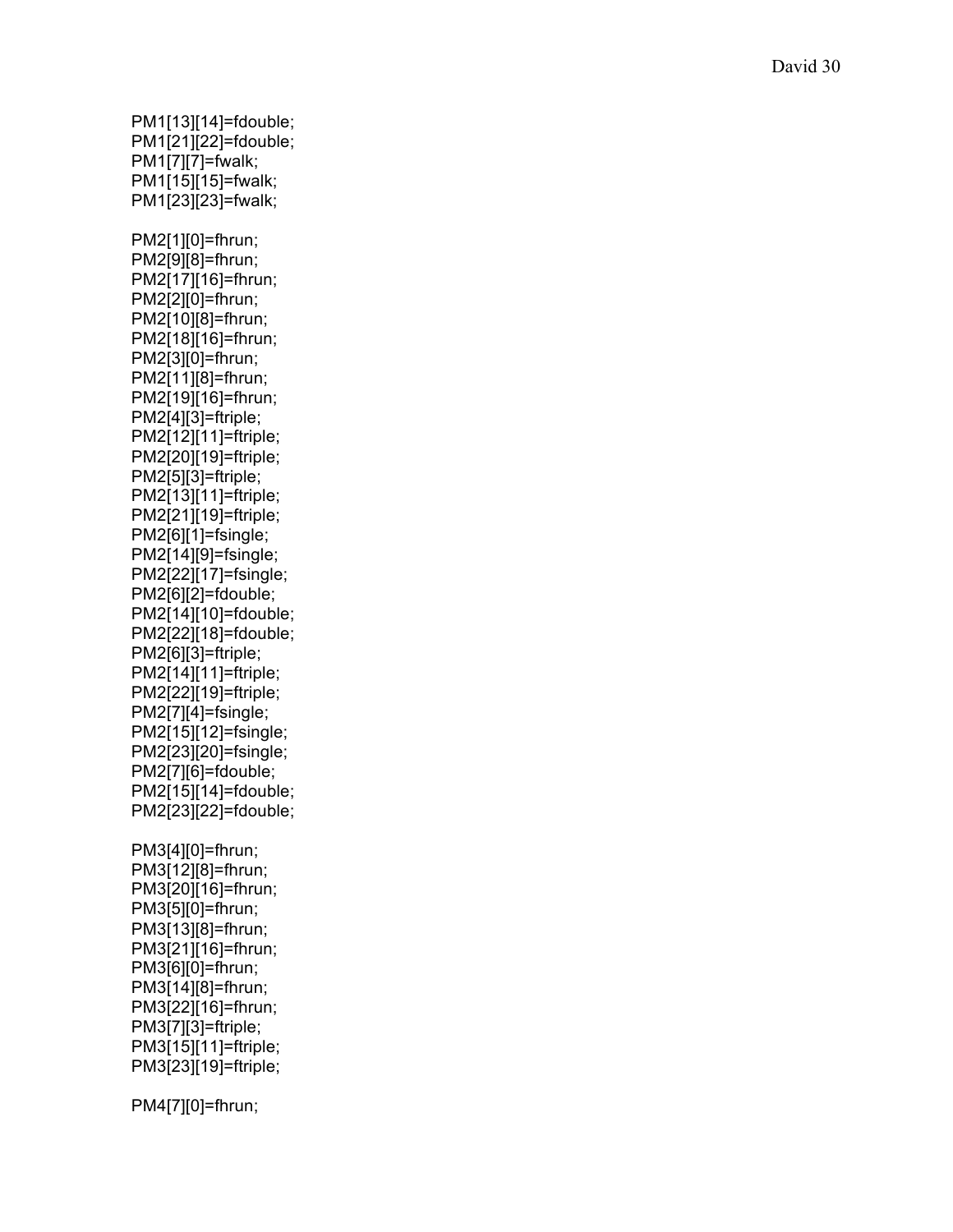```
PM1[13][14]=fdouble;
PM1[21][22]=fdouble;
PM1[7][7]=fwalk;
PM1[15][15]=fwalk;
PM1[23][23]=fwalk;

PM2[1][0]=fhrun;
PM2[9][8]=fhrun;
PM2[17][16]=fhrun;
PM2[2][0]=fhrun;
PM2[10][8]=fhrun;
PM2[18][16]=fhrun;
PM2[3][0]=fhrun;
PM2[11][8]=fhrun;
PM2[19][16]=fhrun;
PM2[4][3]=ftriple;
PM2[12][11]=ftriple;
PM2[20][19]=ftriple;
PM2[5][3]=ftriple;
PM2[13][11]=ftriple;
PM2[21][19]=ftriple;
PM2[6][1]=fsingle;
PM2[14][9]=fsingle;
PM2[22][17]=fsingle;
PM2[6][2]=fdouble;
PM2[14][10]=fdouble;
PM2[22][18]=fdouble;
PM2[6][3]=ftriple;
PM2[14][11]=ftriple;
PM2[22][19]=ftriple;
PM2[7][4]=fsingle;
PM2[15][12]=fsingle;
PM2[23][20]=fsingle;
PM2[7][6]=fdouble;
PM2[15][14]=fdouble;
PM2[23][22]=fdouble;

PM3[4][0]=fhrun;
PM3[12][8]=fhrun;
PM3[20][16]=fhrun;
PM3[5][0]=fhrun;
PM3[13][8]=fhrun;
PM3[21][16]=fhrun;
PM3[6][0]=fhrun;
PM3[14][8]=fhrun;
PM3[22][16]=fhrun;
PM3[7][3]=ftriple;
PM3[15][11]=ftriple;
PM3[23][19]=ftriple;

PM4[7][0]=fhrun;
```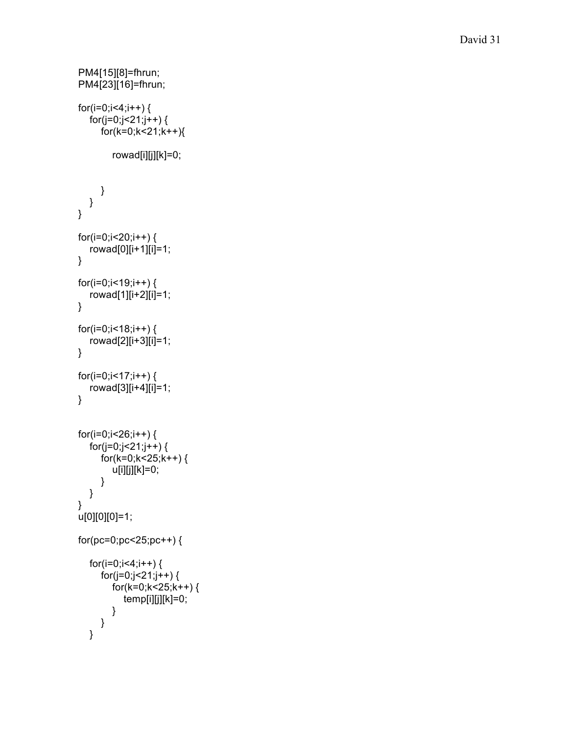```
PM4[15][8]=fhrun;
PM4[23][16]=fhrun;

for(i=0;i<4;i++) {
    for(j=0;j<21;j++) {
        for(k=0;k<21;k++){

            rowad[i][j][k]=0;


        }
    }
}

for(i=0;i<20;i++) {
    rowad[0][i+1][i]=1;
}

for(i=0;i<19;i++) {
    rowad[1][i+2][i]=1;
}

for(i=0;i<18;i++) {
    rowad[2][i+3][i]=1;
}

for(i=0;i<17;i++) {
    rowad[3][i+4][i]=1;
}


for(i=0;i<26;i++) {
    for(j=0;j<21;j++) {
        for(k=0;k<25;k++) {
            u[i][j][k]=0;
        }
    }
}
u[0][0][0]=1;

for(pc=0;pc<25;pc++) {

    for(i=0;i<4;i++) {
        for(j=0;j<21;j++) {
            for(k=0;k<25;k++) {
                temp[i][j][k]=0;
            }
        }
    }
```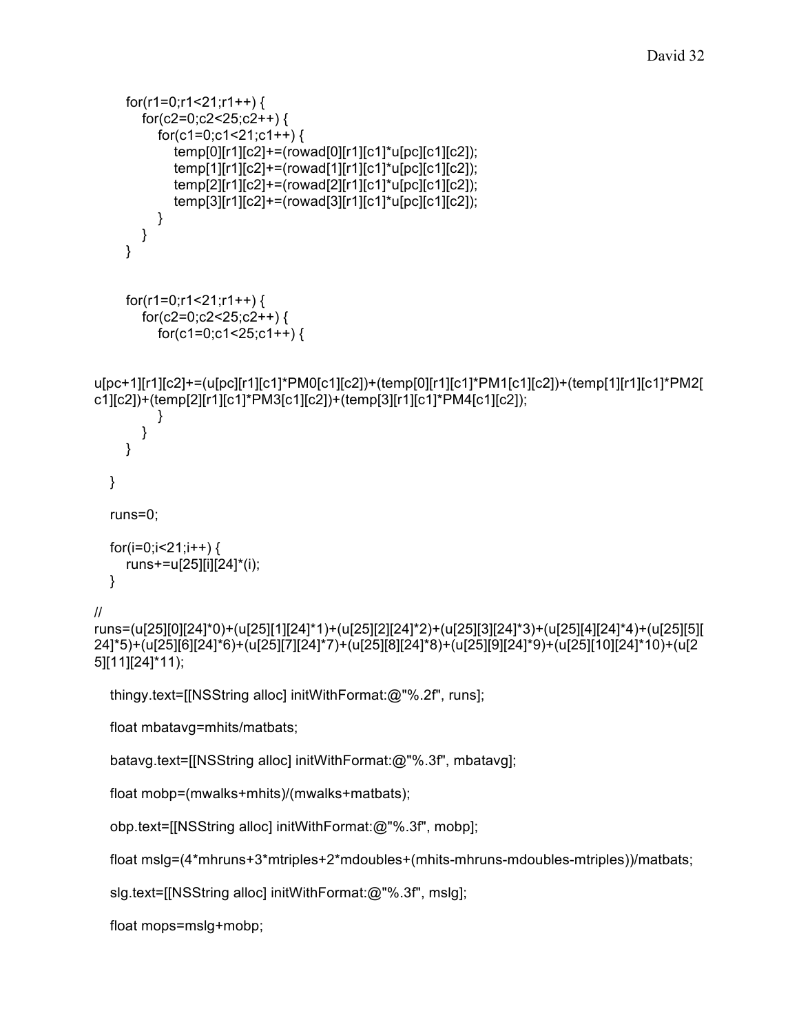```
      for(r1=0;r1<21;r1++) {
         for(c2=0;c2<25;c2++) {
            for(c1=0;c1<21;c1++) {
               temp[0][r1][c2]+=(rowad[0][r1][c1]*u[pc][c1][c2]);
               temp[1][r1][c2]+=(rowad[1][r1][c1]*u[pc][c1][c2]);
               temp[2][r1][c2]+=(rowad[2][r1][c1]*u[pc][c1][c2]);
               temp[3][r1][c2]+=(rowad[3][r1][c1]*u[pc][c1][c2]);
            }
         }
      }


      for(r1=0;r1<21;r1++) {
         for(c2=0;c2<25;c2++) {
            for(c1=0;c1<25;c1++) {

u[pc+1][r1][c2]+=(u[pc][r1][c1]*PM0[c1][c2])+(temp[0][r1][c1]*PM1[c1][c2])+(temp[1][r1][c1]*PM2[c1][c2])+(temp[2][r1][c1]*PM3[c1][c2])+(temp[3][r1][c1]*PM4[c1][c2]);
            }
         }
      }

   }

   runs=0;

   for(i=0;i<21;i++) {
      runs+=u[25][i][24]*(i);
   }

//
runs=(u[25][0][24]*0)+(u[25][1][24]*1)+(u[25][2][24]*2)+(u[25][3][24]*3)+(u[25][4][24]*4)+(u[25][5][24]*5)+(u[25][6][24]*6)+(u[25][7][24]*7)+(u[25][8][24]*8)+(u[25][9][24]*9)+(u[25][10][24]*10)+(u[25][11][24]*11);

   thingy.text=[[NSString alloc] initWithFormat:@"%.2f", runs];

   float mbatavg=mhits/matbats;

   batavg.text=[[NSString alloc] initWithFormat:@"%.3f", mbatavg];

   float mobp=(mwalks+mhits)/(mwalks+matbats);

   obp.text=[[NSString alloc] initWithFormat:@"%.3f", mobp];

   float mslg=(4*mhruns+3*mtriples+2*mdoubles+(mhits-mhruns-mdoubles-mtriples))/matbats;

   slg.text=[[NSString alloc] initWithFormat:@"%.3f", mslg];

   float mops=mslg+mobp;
```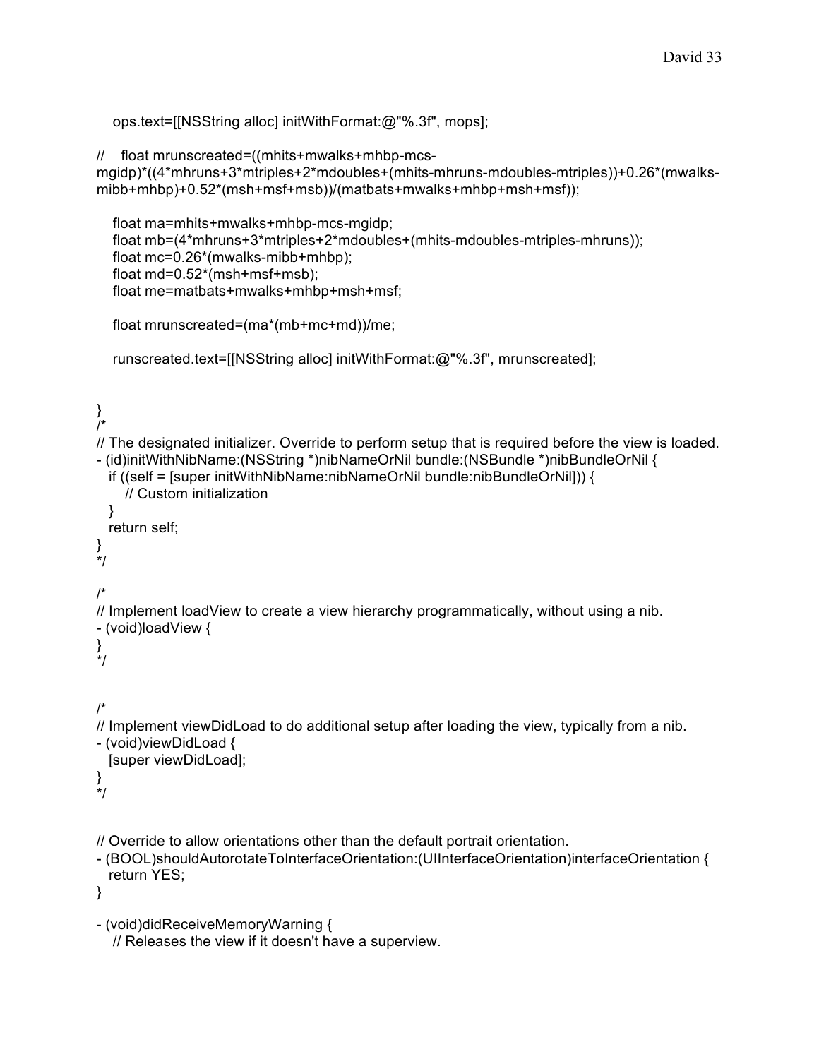```
    ops.text=[[NSString alloc] initWithFormat:@"%.3f", mops];

//    float mrunscreated=((mhits+mwalks+mhbp-mcs-mgidp)*((4*mhruns+3*mtriples+2*mdoubles+(mhits-mhruns-mdoubles-mtriples))+0.26*(mwalks-mibb+mhbp)+0.52*(msh+msf+msb))/(matbats+mwalks+mhbp+msh+msf));

    float ma=mhits+mwalks+mhbp-mcs-mgidp;
    float mb=(4*mhruns+3*mtriples+2*mdoubles+(mhits-mdoubles-mtriples-mhruns));
    float mc=0.26*(mwalks-mibb+mhbp);
    float md=0.52*(msh+msf+msb);
    float me=matbats+mwalks+mhbp+msh+msf;

    float mrunscreated=(ma*(mb+mc+md))/me;

    runscreated.text=[[NSString alloc] initWithFormat:@"%.3f", mrunscreated];


}
/*
// The designated initializer. Override to perform setup that is required before the view is loaded.
- (id)initWithNibName:(NSString *)nibNameOrNil bundle:(NSBundle *)nibBundleOrNil {
   if ((self = [super initWithNibName:nibNameOrNil bundle:nibBundleOrNil])) {
       // Custom initialization
   }
   return self;
}
*/

/*
// Implement loadView to create a view hierarchy programmatically, without using a nib.
- (void)loadView {
}
*/


/*
// Implement viewDidLoad to do additional setup after loading the view, typically from a nib.
- (void)viewDidLoad {
   [super viewDidLoad];
}
*/


// Override to allow orientations other than the default portrait orientation.
- (BOOL)shouldAutorotateToInterfaceOrientation:(UIInterfaceOrientation)interfaceOrientation {
   return YES;
}

- (void)didReceiveMemoryWarning {
    // Releases the view if it doesn't have a superview.
```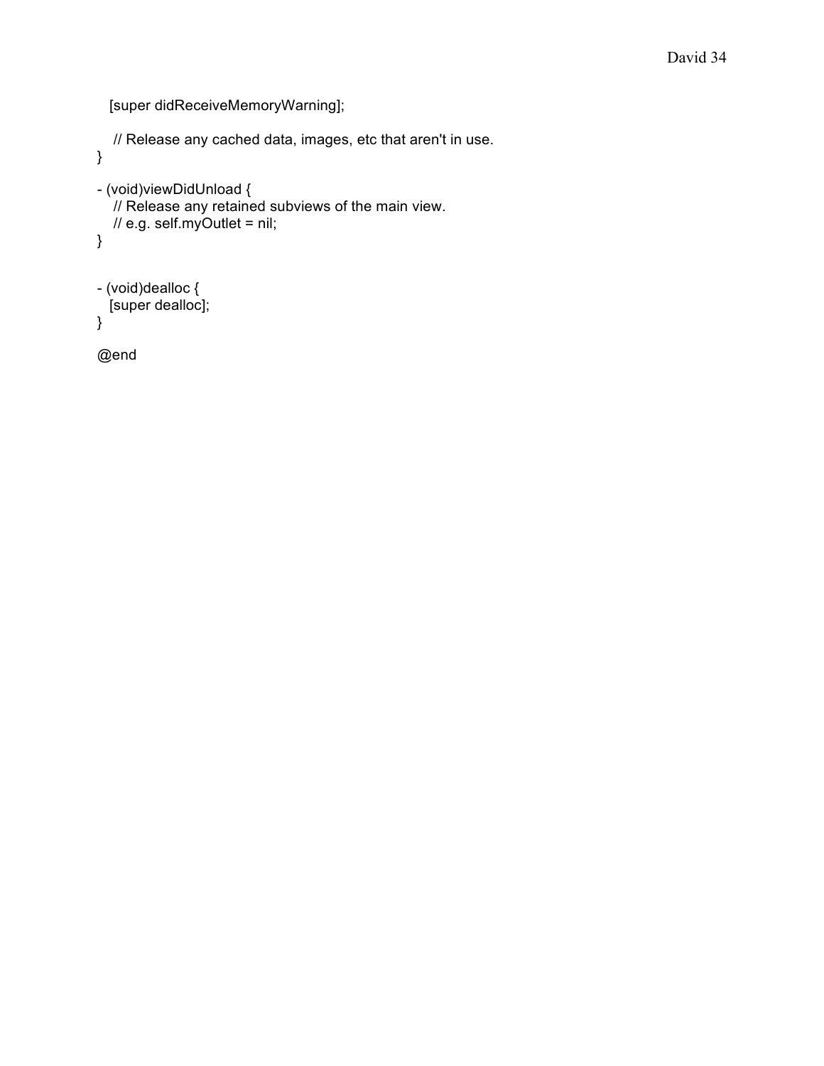```
    [super didReceiveMemoryWarning];

    // Release any cached data, images, etc that aren't in use.
}

- (void)viewDidUnload {
    // Release any retained subviews of the main view.
    // e.g. self.myOutlet = nil;
}


- (void)dealloc {
    [super dealloc];
}

@end
```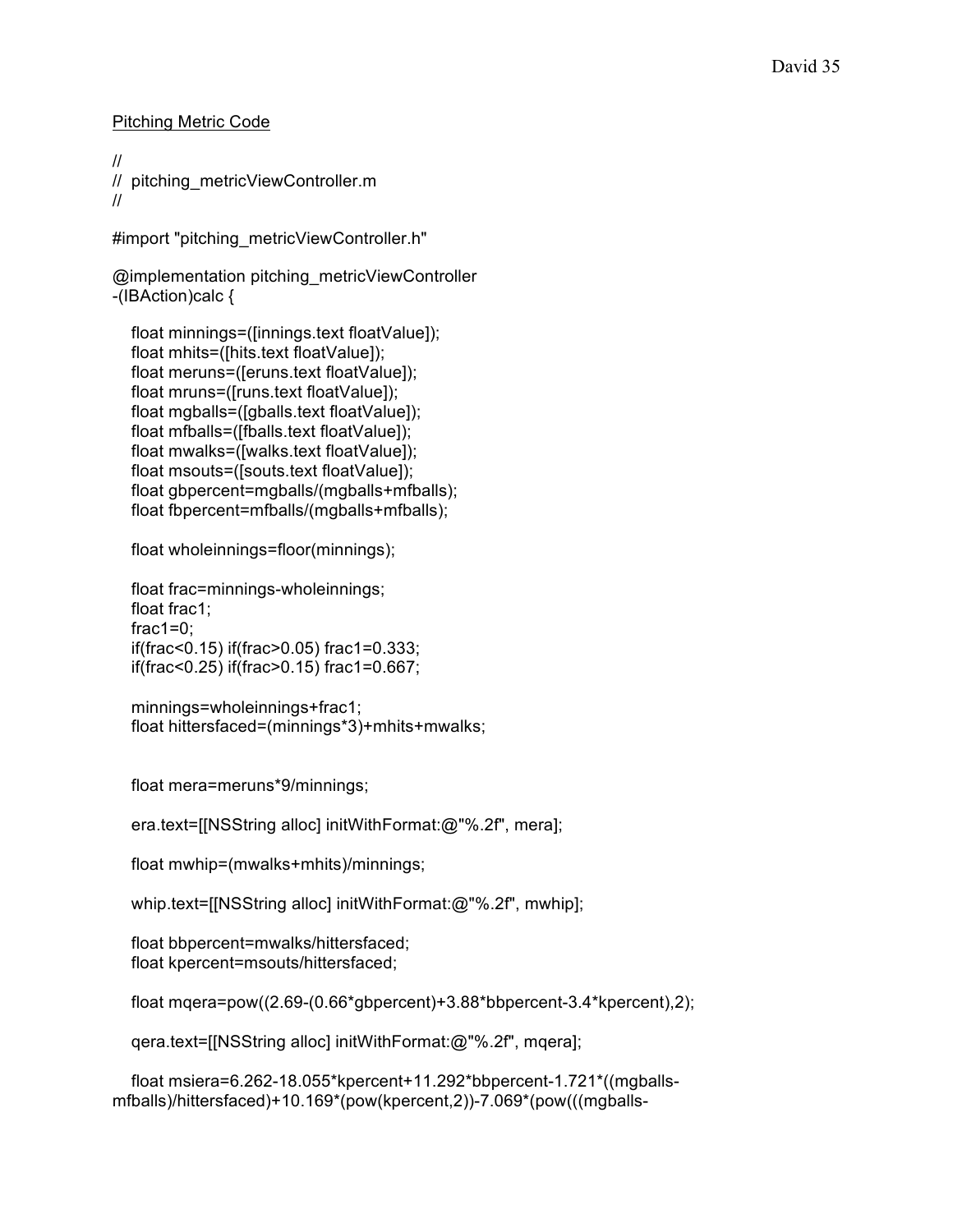Pitching Metric Code

```
//
//  pitching_metricViewController.m
//

#import "pitching_metricViewController.h"

@implementation pitching_metricViewController
-(IBAction)calc {

    float minnings=([innings.text floatValue]);
    float mhits=([hits.text floatValue]);
    float meruns=([eruns.text floatValue]);
    float mruns=([runs.text floatValue]);
    float mgballs=([gballs.text floatValue]);
    float mfballs=([fballs.text floatValue]);
    float mwalks=([walks.text floatValue]);
    float msouts=([souts.text floatValue]);
    float gbpercent=mgballs/(mgballs+mfballs);
    float fbpercent=mfballs/(mgballs+mfballs);

    float wholeinnings=floor(minnings);

    float frac=minnings-wholeinnings;
    float frac1;
    frac1=0;
    if(frac<0.15) if(frac>0.05) frac1=0.333;
    if(frac<0.25) if(frac>0.15) frac1=0.667;

    minnings=wholeinnings+frac1;
    float hittersfaced=(minnings*3)+mhits+mwalks;


    float mera=meruns*9/minnings;

    era.text=[[NSString alloc] initWithFormat:@"%.2f", mera];

    float mwhip=(mwalks+mhits)/minnings;

    whip.text=[[NSString alloc] initWithFormat:@"%.2f", mwhip];

    float bbpercent=mwalks/hittersfaced;
    float kpercent=msouts/hittersfaced;

    float mqera=pow((2.69-(0.66*gbpercent)+3.88*bbpercent-3.4*kpercent),2);

    qera.text=[[NSString alloc] initWithFormat:@"%.2f", mqera];

    float msiera=6.262-18.055*kpercent+11.292*bbpercent-1.721*((mgballs-
mfballs)/hittersfaced)+10.169*(pow(kpercent,2))-7.069*(pow(((mgballs-
```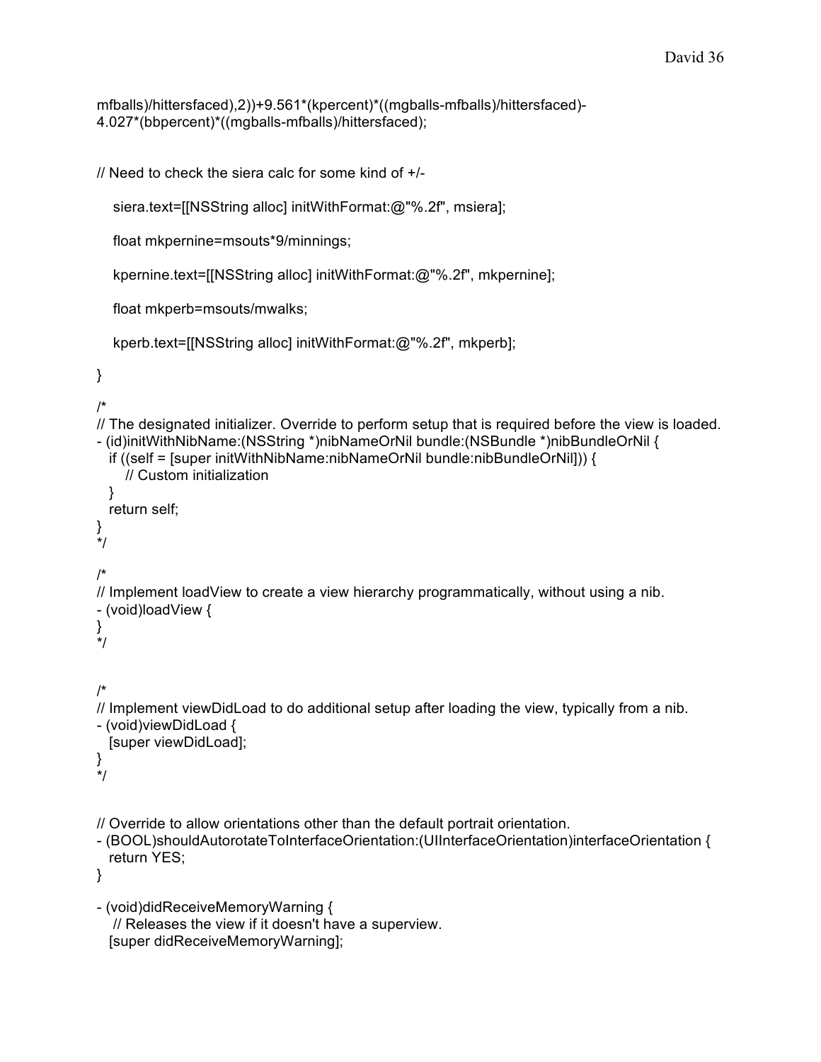```
mfballs)/hittersfaced),2))+9.561*(kpercent)*((mgballs-mfballs)/hittersfaced)-
4.027*(bbpercent)*((mgballs-mfballs)/hittersfaced);


// Need to check the siera calc for some kind of +/-

    siera.text=[[NSString alloc] initWithFormat:@"%.2f", msiera];

    float mkpernine=msouts*9/minnings;

    kpernine.text=[[NSString alloc] initWithFormat:@"%.2f", mkpernine];

    float mkperb=msouts/mwalks;

    kperb.text=[[NSString alloc] initWithFormat:@"%.2f", mkperb];

}

/*
// The designated initializer. Override to perform setup that is required before the view is loaded.
- (id)initWithNibName:(NSString *)nibNameOrNil bundle:(NSBundle *)nibBundleOrNil {
   if ((self = [super initWithNibName:nibNameOrNil bundle:nibBundleOrNil])) {
       // Custom initialization
   }
   return self;
}
*/

/*
// Implement loadView to create a view hierarchy programmatically, without using a nib.
- (void)loadView {
}
*/


/*
// Implement viewDidLoad to do additional setup after loading the view, typically from a nib.
- (void)viewDidLoad {
   [super viewDidLoad];
}
*/


// Override to allow orientations other than the default portrait orientation.
- (BOOL)shouldAutorotateToInterfaceOrientation:(UIInterfaceOrientation)interfaceOrientation {
   return YES;
}

- (void)didReceiveMemoryWarning {
    // Releases the view if it doesn't have a superview.
   [super didReceiveMemoryWarning];
```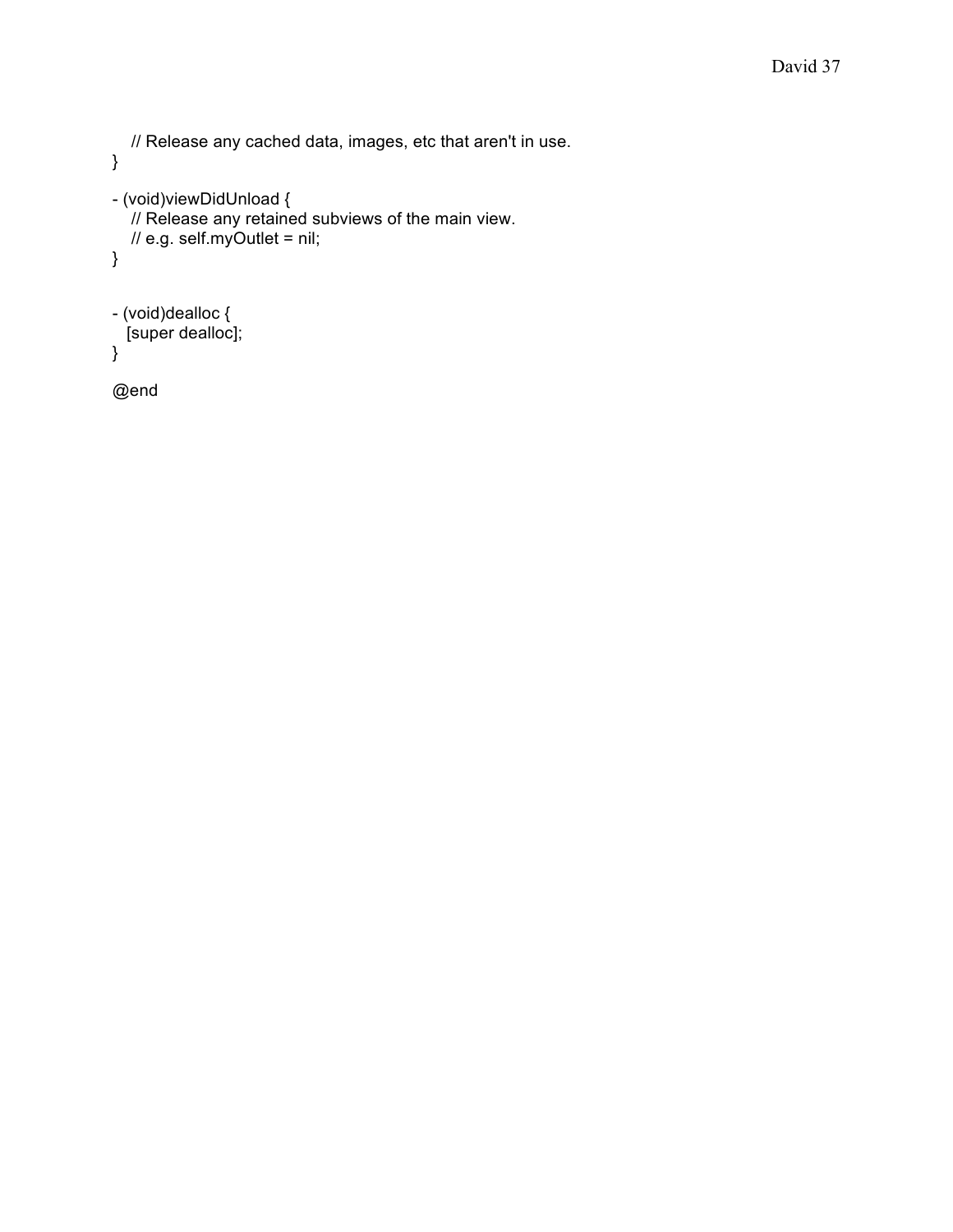```
    // Release any cached data, images, etc that aren't in use.
}

- (void)viewDidUnload {
    // Release any retained subviews of the main view.
    // e.g. self.myOutlet = nil;
}


- (void)dealloc {
   [super dealloc];
}

@end
```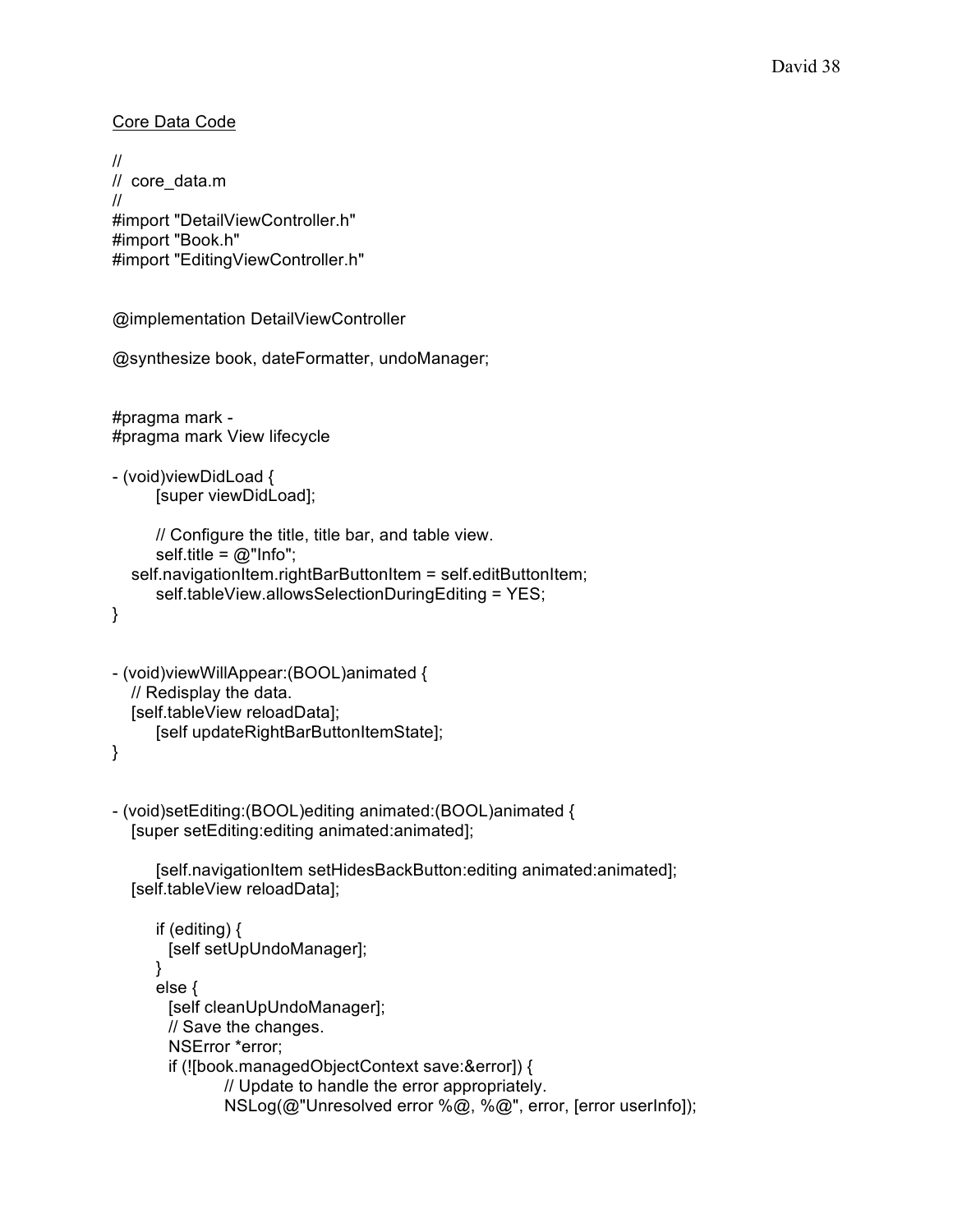Core Data Code

```
//
//  core_data.m
//
#import "DetailViewController.h"
#import "Book.h"
#import "EditingViewController.h"


@implementation DetailViewController

@synthesize book, dateFormatter, undoManager;


#pragma mark -
#pragma mark View lifecycle

- (void)viewDidLoad {
	[super viewDidLoad];

	// Configure the title, title bar, and table view.
	self.title = @"Info";
    self.navigationItem.rightBarButtonItem = self.editButtonItem;
	self.tableView.allowsSelectionDuringEditing = YES;
}


- (void)viewWillAppear:(BOOL)animated {
    // Redisplay the data.
    [self.tableView reloadData];
	[self updateRightBarButtonItemState];
}


- (void)setEditing:(BOOL)editing animated:(BOOL)animated {
    [super setEditing:editing animated:animated];

	[self.navigationItem setHidesBackButton:editing animated:animated];
    [self.tableView reloadData];

	if (editing) {
	  [self setUpUndoManager];
	}
	else {
	  [self cleanUpUndoManager];
	  // Save the changes.
	  NSError *error;
	  if (![book.managedObjectContext save:&error]) {
		  // Update to handle the error appropriately.
		  NSLog(@"Unresolved error %@, %@", error, [error userInfo]);
```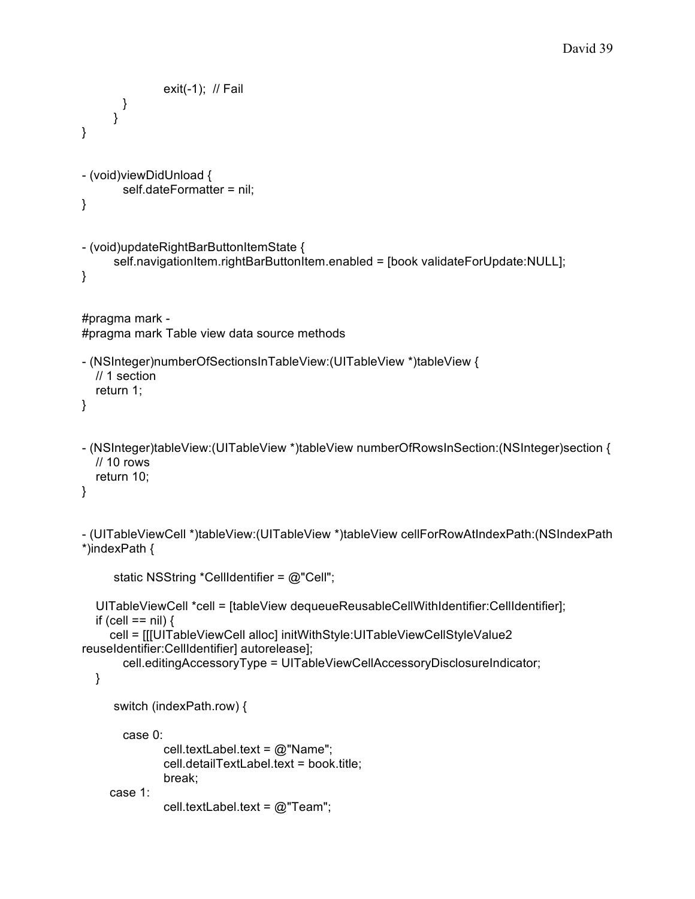```
                    exit(-1);  // Fail
            }
        }
}


- (void)viewDidUnload {
        self.dateFormatter = nil;
}


- (void)updateRightBarButtonItemState {
        self.navigationItem.rightBarButtonItem.enabled = [book validateForUpdate:NULL];
}


#pragma mark -
#pragma mark Table view data source methods

- (NSInteger)numberOfSectionsInTableView:(UITableView *)tableView {
    // 1 section
    return 1;
}


- (NSInteger)tableView:(UITableView *)tableView numberOfRowsInSection:(NSInteger)section {
    // 10 rows
    return 10;
}


- (UITableViewCell *)tableView:(UITableView *)tableView cellForRowAtIndexPath:(NSIndexPath
*)indexPath {

        static NSString *CellIdentifier = @"Cell";

    UITableViewCell *cell = [tableView dequeueReusableCellWithIdentifier:CellIdentifier];
    if (cell == nil) {
        cell = [[[UITableViewCell alloc] initWithStyle:UITableViewCellStyleValue2
reuseIdentifier:CellIdentifier] autorelease];
            cell.editingAccessoryType = UITableViewCellAccessoryDisclosureIndicator;
    }

        switch (indexPath.row) {

          case 0:
                    cell.textLabel.text = @"Name";
                    cell.detailTextLabel.text = book.title;
                    break;
        case 1:
                    cell.textLabel.text = @"Team";
```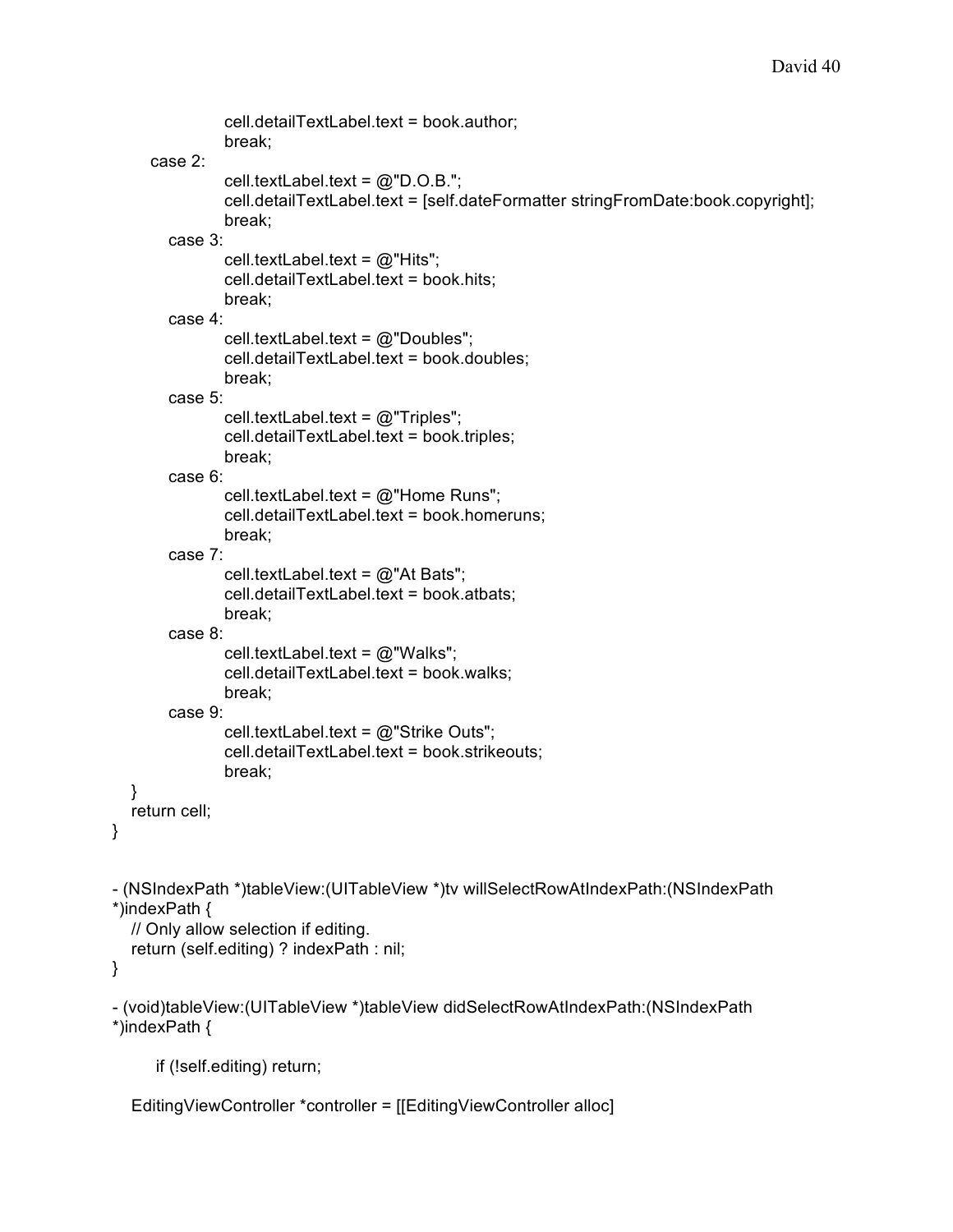```
                cell.detailTextLabel.text = book.author;
                break;
    case 2:
                cell.textLabel.text = @"D.O.B.";
                cell.detailTextLabel.text = [self.dateFormatter stringFromDate:book.copyright];
                break;
      case 3:
                cell.textLabel.text = @"Hits";
                cell.detailTextLabel.text = book.hits;
                break;
      case 4:
                cell.textLabel.text = @"Doubles";
                cell.detailTextLabel.text = book.doubles;
                break;
      case 5:
                cell.textLabel.text = @"Triples";
                cell.detailTextLabel.text = book.triples;
                break;
      case 6:
                cell.textLabel.text = @"Home Runs";
                cell.detailTextLabel.text = book.homeruns;
                break;
      case 7:
                cell.textLabel.text = @"At Bats";
                cell.detailTextLabel.text = book.atbats;
                break;
      case 8:
                cell.textLabel.text = @"Walks";
                cell.detailTextLabel.text = book.walks;
                break;
      case 9:
                cell.textLabel.text = @"Strike Outs";
                cell.detailTextLabel.text = book.strikeouts;
                break;
  }
  return cell;
}


- (NSIndexPath *)tableView:(UITableView *)tv willSelectRowAtIndexPath:(NSIndexPath
*)indexPath {
  // Only allow selection if editing.
  return (self.editing) ? indexPath : nil;
}

- (void)tableView:(UITableView *)tableView didSelectRowAtIndexPath:(NSIndexPath
*)indexPath {

     if (!self.editing) return;

  EditingViewController *controller = [[EditingViewController alloc]
```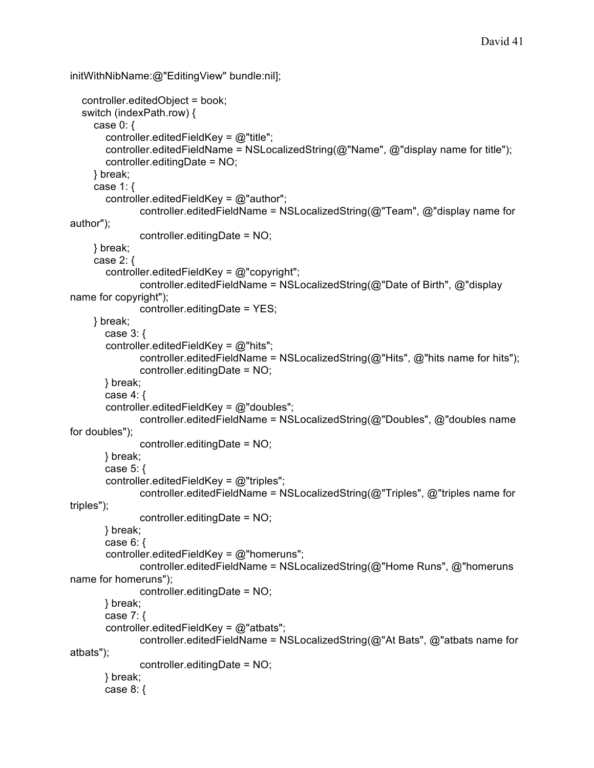```
initWithNibName:@"EditingView" bundle:nil];

    controller.editedObject = book;
    switch (indexPath.row) {
        case 0: {
            controller.editedFieldKey = @"title";
            controller.editedFieldName = NSLocalizedString(@"Name", @"display name for title");
            controller.editingDate = NO;
        } break;
        case 1: {
            controller.editedFieldKey = @"author";
                    controller.editedFieldName = NSLocalizedString(@"Team", @"display name for
author");
                    controller.editingDate = NO;
        } break;
        case 2: {
            controller.editedFieldKey = @"copyright";
                    controller.editedFieldName = NSLocalizedString(@"Date of Birth", @"display
name for copyright");
                    controller.editingDate = YES;
        } break;
            case 3: {
            controller.editedFieldKey = @"hits";
                    controller.editedFieldName = NSLocalizedString(@"Hits", @"hits name for hits");
                    controller.editingDate = NO;
            } break;
            case 4: {
            controller.editedFieldKey = @"doubles";
                    controller.editedFieldName = NSLocalizedString(@"Doubles", @"doubles name
for doubles");
                    controller.editingDate = NO;
            } break;
            case 5: {
            controller.editedFieldKey = @"triples";
                    controller.editedFieldName = NSLocalizedString(@"Triples", @"triples name for
triples");
                    controller.editingDate = NO;
            } break;
            case 6: {
            controller.editedFieldKey = @"homeruns";
                    controller.editedFieldName = NSLocalizedString(@"Home Runs", @"homeruns
name for homeruns");
                    controller.editingDate = NO;
            } break;
            case 7: {
            controller.editedFieldKey = @"atbats";
                    controller.editedFieldName = NSLocalizedString(@"At Bats", @"atbats name for
atbats");
                    controller.editingDate = NO;
            } break;
            case 8: {
```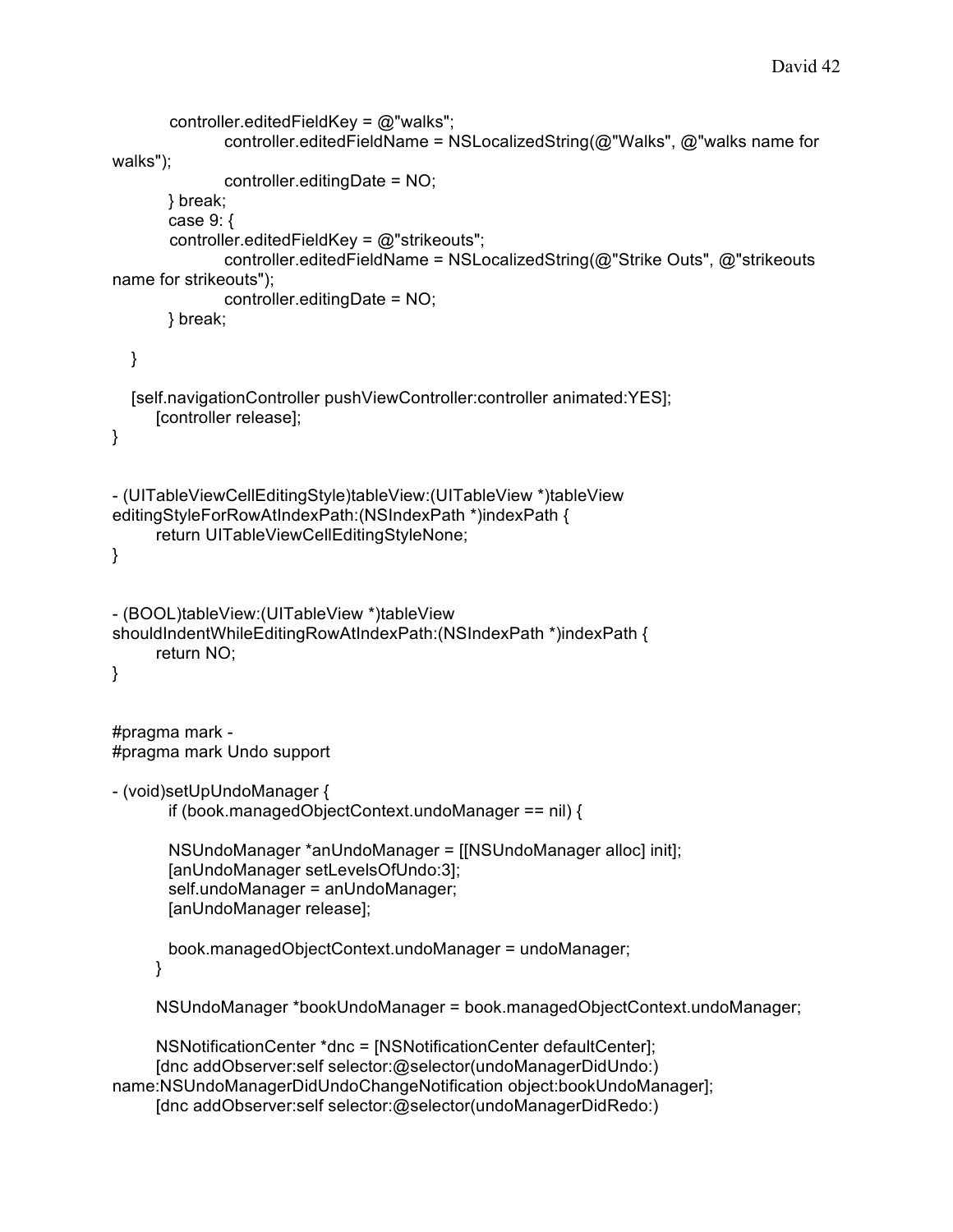```
        controller.editedFieldKey = @"walks";
                controller.editedFieldName = NSLocalizedString(@"Walks", @"walks name for
walks");
                controller.editingDate = NO;
        } break;
        case 9: {
        controller.editedFieldKey = @"strikeouts";
                controller.editedFieldName = NSLocalizedString(@"Strike Outs", @"strikeouts
name for strikeouts");
                controller.editingDate = NO;
        } break;

    }

    [self.navigationController pushViewController:controller animated:YES];
        [controller release];
}


- (UITableViewCellEditingStyle)tableView:(UITableView *)tableView
editingStyleForRowAtIndexPath:(NSIndexPath *)indexPath {
        return UITableViewCellEditingStyleNone;
}


- (BOOL)tableView:(UITableView *)tableView
shouldIndentWhileEditingRowAtIndexPath:(NSIndexPath *)indexPath {
        return NO;
}


#pragma mark -
#pragma mark Undo support

- (void)setUpUndoManager {
        if (book.managedObjectContext.undoManager == nil) {

        NSUndoManager *anUndoManager = [[NSUndoManager alloc] init];
        [anUndoManager setLevelsOfUndo:3];
        self.undoManager = anUndoManager;
        [anUndoManager release];

        book.managedObjectContext.undoManager = undoManager;
        }

        NSUndoManager *bookUndoManager = book.managedObjectContext.undoManager;

        NSNotificationCenter *dnc = [NSNotificationCenter defaultCenter];
        [dnc addObserver:self selector:@selector(undoManagerDidUndo:)
name:NSUndoManagerDidUndoChangeNotification object:bookUndoManager];
        [dnc addObserver:self selector:@selector(undoManagerDidRedo:)
```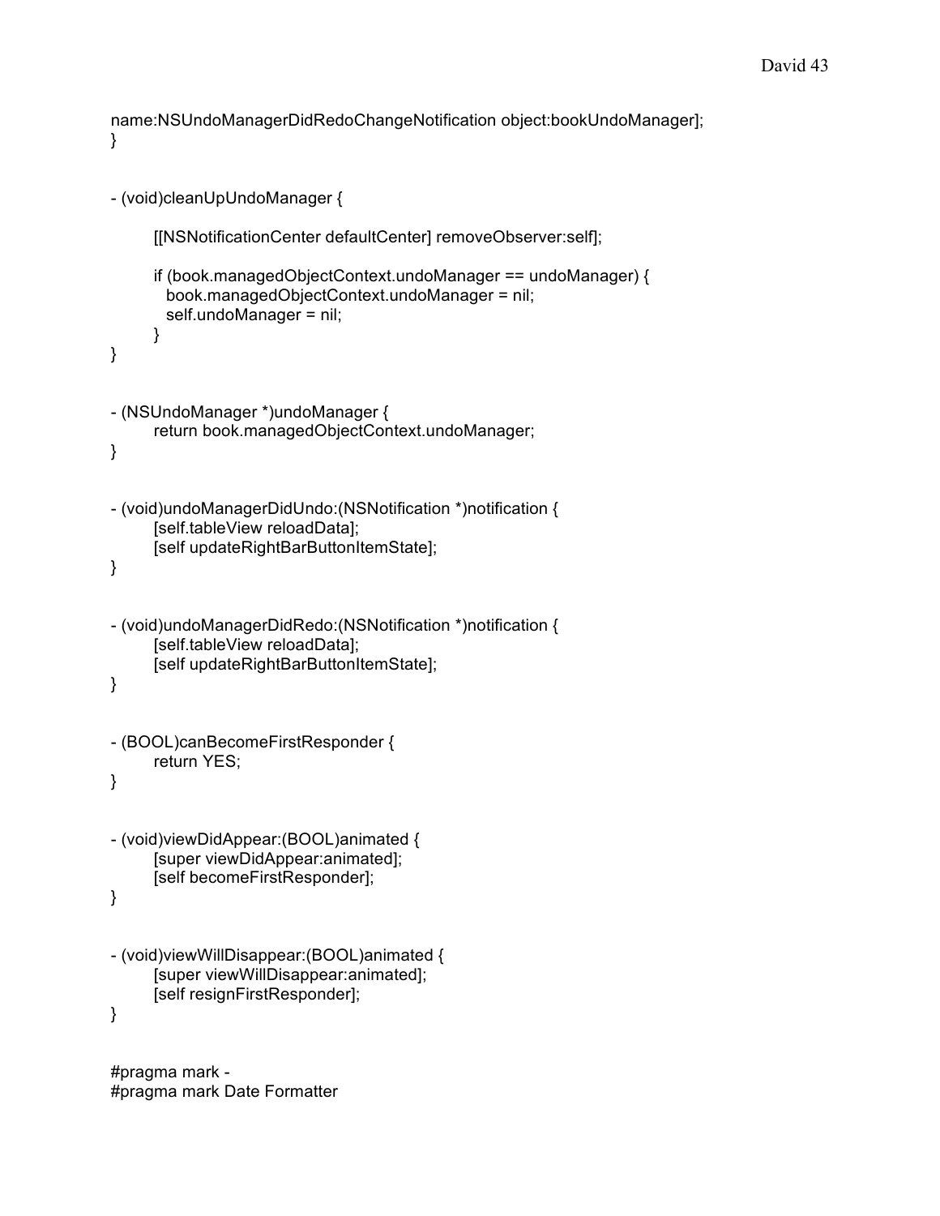```
name:NSUndoManagerDidRedoChangeNotification object:bookUndoManager];
}


- (void)cleanUpUndoManager {

	[[NSNotificationCenter defaultCenter] removeObserver:self];

	if (book.managedObjectContext.undoManager == undoManager) {
	  book.managedObjectContext.undoManager = nil;
	  self.undoManager = nil;
	}
}


- (NSUndoManager *)undoManager {
	return book.managedObjectContext.undoManager;
}


- (void)undoManagerDidUndo:(NSNotification *)notification {
	[self.tableView reloadData];
	[self updateRightBarButtonItemState];
}


- (void)undoManagerDidRedo:(NSNotification *)notification {
	[self.tableView reloadData];
	[self updateRightBarButtonItemState];
}


- (BOOL)canBecomeFirstResponder {
	return YES;
}


- (void)viewDidAppear:(BOOL)animated {
	[super viewDidAppear:animated];
	[self becomeFirstResponder];
}


- (void)viewWillDisappear:(BOOL)animated {
	[super viewWillDisappear:animated];
	[self resignFirstResponder];
}


#pragma mark -
#pragma mark Date Formatter
```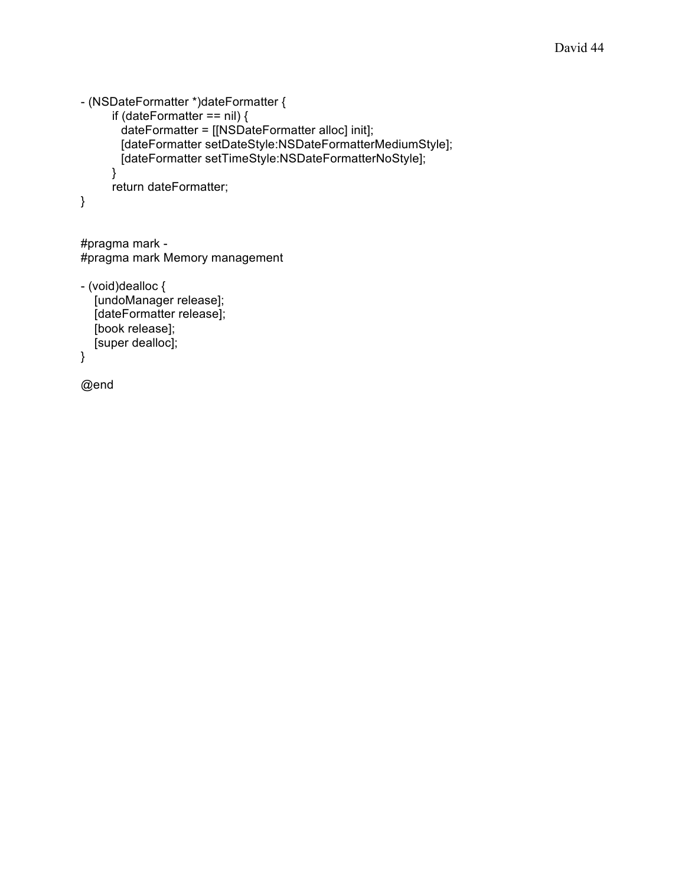```
- (NSDateFormatter *)dateFormatter {
	if (dateFormatter == nil) {
	  dateFormatter = [[NSDateFormatter alloc] init];
	  [dateFormatter setDateStyle:NSDateFormatterMediumStyle];
	  [dateFormatter setTimeStyle:NSDateFormatterNoStyle];
	}
	return dateFormatter;
}


#pragma mark -
#pragma mark Memory management

- (void)dealloc {
   [undoManager release];
   [dateFormatter release];
   [book release];
   [super dealloc];
}

@end
```